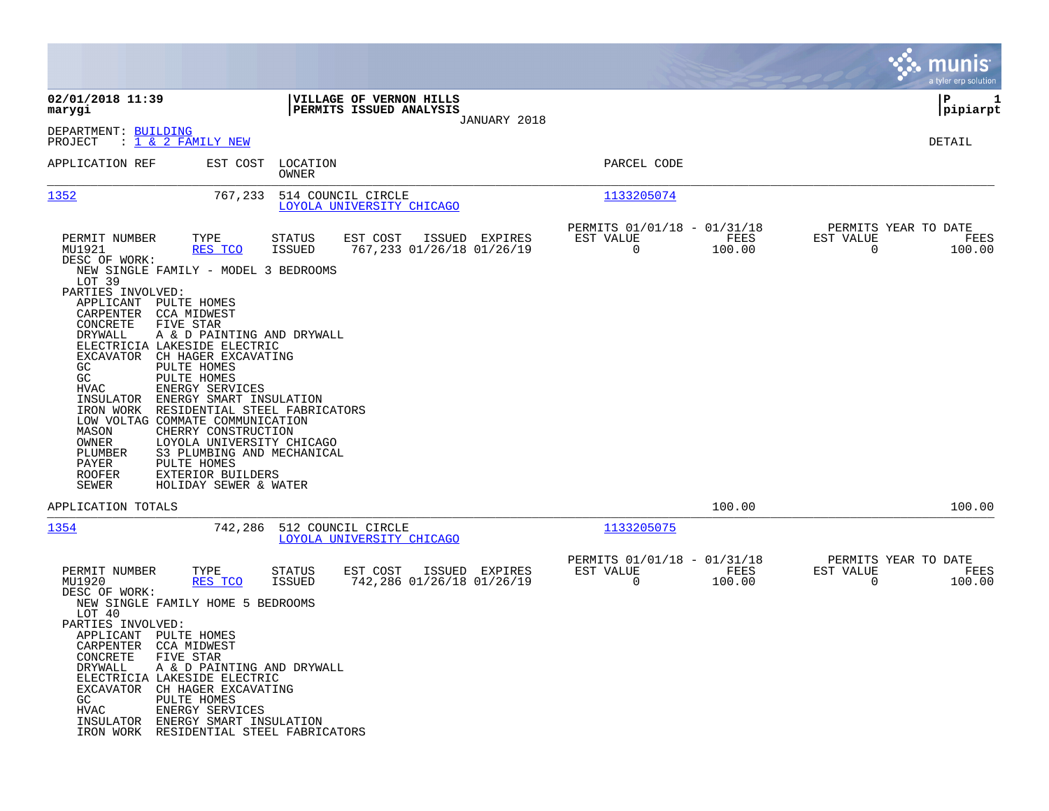**02/01/2018 11:39**
**marygi**

**VILLAGE OF VERNON HILLS**
**PERMITS ISSUED ANALYSIS**
JANUARY 2018

**P 1**
**pipiarpt**

DEPARTMENT: BUILDING
PROJECT : 1 & 2 FAMILY NEW

DETAIL

| APPLICATION REF | EST COST | LOCATION / OWNER | PARCEL CODE |
|---|---|---|---|
| 1352 | 767,233 | 514 COUNCIL CIRCLE / LOYOLA UNIVERSITY CHICAGO | 1133205074 |

| PERMIT NUMBER | TYPE | STATUS | EST COST | ISSUED | EXPIRES | PERMITS 01/01/18 - 01/31/18 EST VALUE | FEES | PERMITS YEAR TO DATE EST VALUE | FEES |
|---|---|---|---|---|---|---|---|---|---|
| MU1921 | RES TCO | ISSUED | 767,233 | 01/26/18 | 01/26/19 | 0 | 100.00 | 0 | 100.00 |

DESC OF WORK:
NEW SINGLE FAMILY - MODEL 3 BEDROOMS
LOT 39

PARTIES INVOLVED:

| | |
|---|---|
| APPLICANT | PULTE HOMES |
| CARPENTER | CCA MIDWEST |
| CONCRETE | FIVE STAR |
| DRYWALL | A & D PAINTING AND DRYWALL |
| ELECTRICIA | LAKESIDE ELECTRIC |
| EXCAVATOR | CH HAGER EXCAVATING |
| GC | PULTE HOMES |
| GC | PULTE HOMES |
| HVAC | ENERGY SERVICES |
| INSULATOR | ENERGY SMART INSULATION |
| IRON WORK | RESIDENTIAL STEEL FABRICATORS |
| LOW VOLTAG | COMMATE COMMUNICATION |
| MASON | CHERRY CONSTRUCTION |
| OWNER | LOYOLA UNIVERSITY CHICAGO |
| PLUMBER | S3 PLUMBING AND MECHANICAL |
| PAYER | PULTE HOMES |
| ROOFER | EXTERIOR BUILDERS |
| SEWER | HOLIDAY SEWER & WATER |

APPLICATION TOTALS — 100.00 — 100.00

| APPLICATION REF | EST COST | LOCATION / OWNER | PARCEL CODE |
|---|---|---|---|
| 1354 | 742,286 | 512 COUNCIL CIRCLE / LOYOLA UNIVERSITY CHICAGO | 1133205075 |

| PERMIT NUMBER | TYPE | STATUS | EST COST | ISSUED | EXPIRES | PERMITS 01/01/18 - 01/31/18 EST VALUE | FEES | PERMITS YEAR TO DATE EST VALUE | FEES |
|---|---|---|---|---|---|---|---|---|---|
| MU1920 | RES TCO | ISSUED | 742,286 | 01/26/18 | 01/26/19 | 0 | 100.00 | 0 | 100.00 |

DESC OF WORK:
NEW SINGLE FAMILY HOME 5 BEDROOMS
LOT 40

PARTIES INVOLVED:

| | |
|---|---|
| APPLICANT | PULTE HOMES |
| CARPENTER | CCA MIDWEST |
| CONCRETE | FIVE STAR |
| DRYWALL | A & D PAINTING AND DRYWALL |
| ELECTRICIA | LAKESIDE ELECTRIC |
| EXCAVATOR | CH HAGER EXCAVATING |
| GC | PULTE HOMES |
| HVAC | ENERGY SERVICES |
| INSULATOR | ENERGY SMART INSULATION |
| IRON WORK | RESIDENTIAL STEEL FABRICATORS |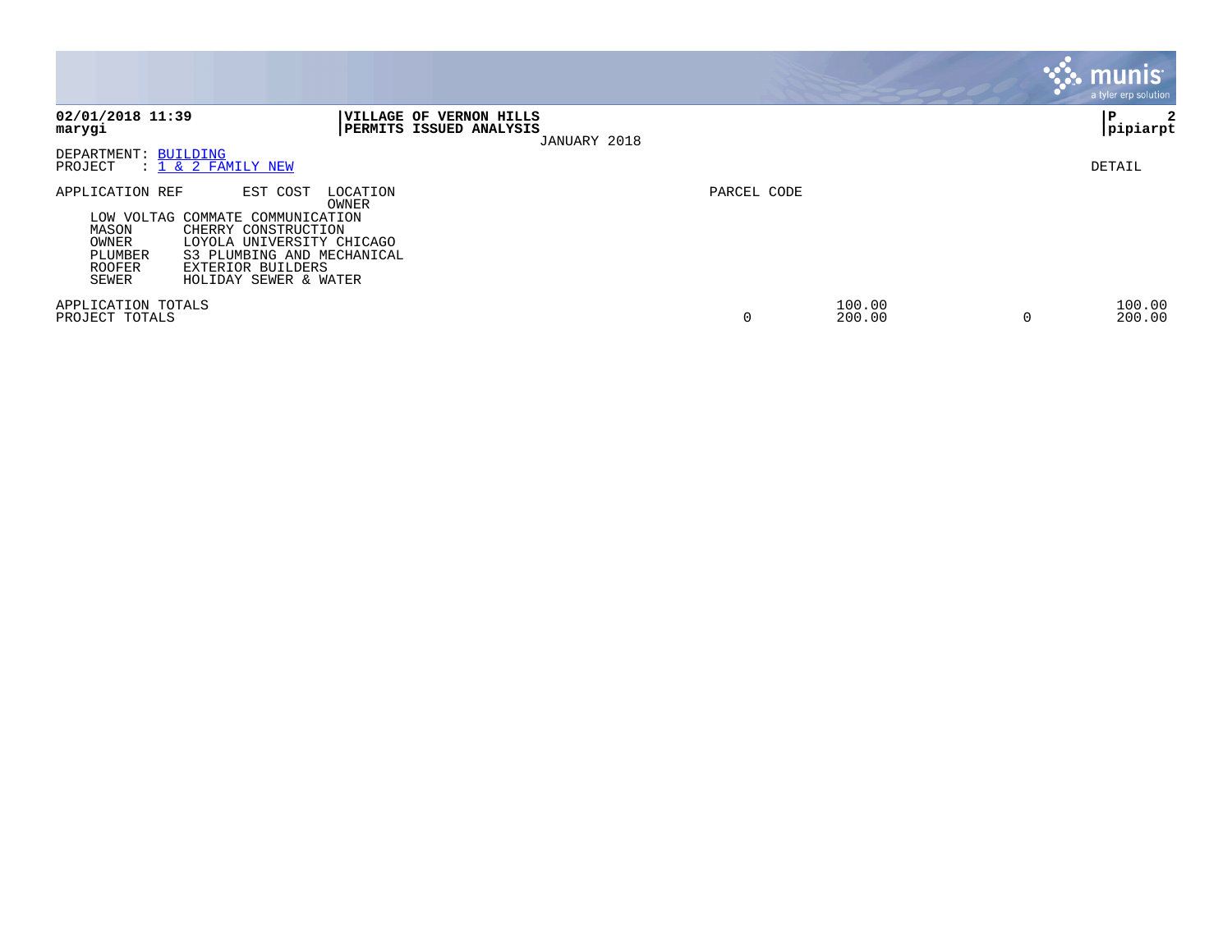**VILLAGE OF VERNON HILLS**
**PERMITS ISSUED ANALYSIS**
JANUARY 2018

**02/01/2018 11:39**
**marygi**

**P 2**
**pipiarpt**

DEPARTMENT: BUILDING
PROJECT : 1 & 2 FAMILY NEW

DETAIL

| APPLICATION REF | EST COST | LOCATION / OWNER | PARCEL CODE | | | |
|---|---|---|---|---|---|---|
| LOW VOLTAG | | COMMATE COMMUNICATION | | | | |
| MASON | | CHERRY CONSTRUCTION | | | | |
| OWNER | | LOYOLA UNIVERSITY CHICAGO | | | | |
| PLUMBER | | S3 PLUMBING AND MECHANICAL | | | | |
| ROOFER | | EXTERIOR BUILDERS | | | | |
| SEWER | | HOLIDAY SEWER & WATER | | | | |
| APPLICATION TOTALS | | | | 100.00 | | 100.00 |
| PROJECT TOTALS | | | 0 | 200.00 | 0 | 200.00 |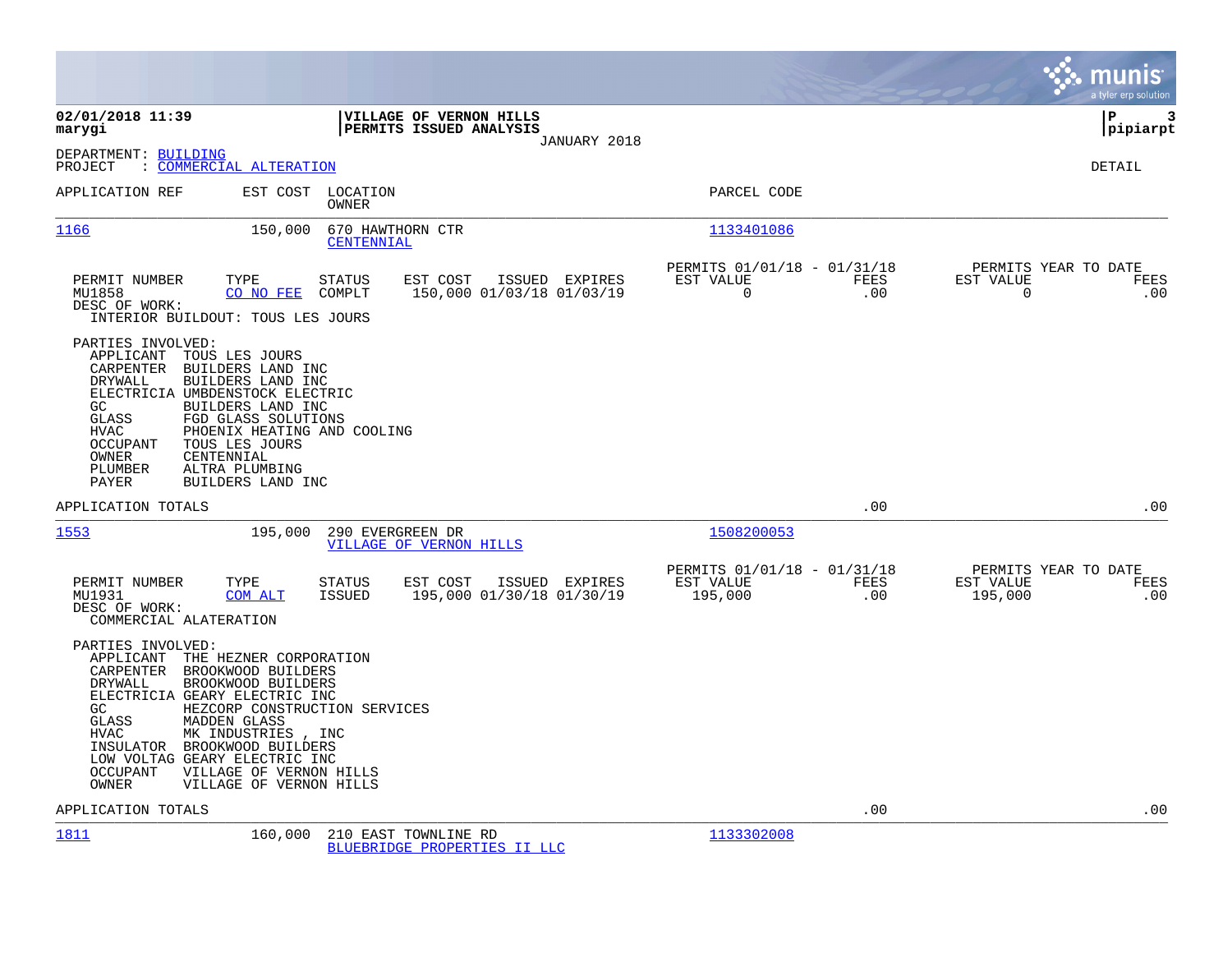02/01/2018 11:39
marygi

**VILLAGE OF VERNON HILLS**
**PERMITS ISSUED ANALYSIS**
JANUARY 2018

P 3
pipiarpt

DEPARTMENT: BUILDING
PROJECT : COMMERCIAL ALTERATION

DETAIL

| APPLICATION REF | EST COST | LOCATION / OWNER | PARCEL CODE |
|---|---|---|---|
| 1166 | 150,000 | 670 HAWTHORN CTR / CENTENNIAL | 1133401086 |

| PERMIT NUMBER | TYPE | STATUS | EST COST | ISSUED | EXPIRES | PERMITS 01/01/18 - 01/31/18 EST VALUE | FEES | PERMITS YEAR TO DATE EST VALUE | FEES |
|---|---|---|---|---|---|---|---|---|---|
| MU1858 | CO NO FEE | COMPLT | 150,000 | 01/03/18 | 01/03/19 | 0 | .00 | 0 | .00 |

DESC OF WORK:
INTERIOR BUILDOUT: TOUS LES JOURS

PARTIES INVOLVED:

| | |
|---|---|
| APPLICANT | TOUS LES JOURS |
| CARPENTER | BUILDERS LAND INC |
| DRYWALL | BUILDERS LAND INC |
| ELECTRICIA | UMBDENSTOCK ELECTRIC |
| GC | BUILDERS LAND INC |
| GLASS | FGD GLASS SOLUTIONS |
| HVAC | PHOENIX HEATING AND COOLING |
| OCCUPANT | TOUS LES JOURS |
| OWNER | CENTENNIAL |
| PLUMBER | ALTRA PLUMBING |
| PAYER | BUILDERS LAND INC |

APPLICATION TOTALS .00 .00

| APPLICATION REF | EST COST | LOCATION / OWNER | PARCEL CODE |
|---|---|---|---|
| 1553 | 195,000 | 290 EVERGREEN DR / VILLAGE OF VERNON HILLS | 1508200053 |

| PERMIT NUMBER | TYPE | STATUS | EST COST | ISSUED | EXPIRES | PERMITS 01/01/18 - 01/31/18 EST VALUE | FEES | PERMITS YEAR TO DATE EST VALUE | FEES |
|---|---|---|---|---|---|---|---|---|---|
| MU1931 | COM ALT | ISSUED | 195,000 | 01/30/18 | 01/30/19 | 195,000 | .00 | 195,000 | .00 |

DESC OF WORK:
COMMERCIAL ALATERATION

PARTIES INVOLVED:

| | |
|---|---|
| APPLICANT | THE HEZNER CORPORATION |
| CARPENTER | BROOKWOOD BUILDERS |
| DRYWALL | BROOKWOOD BUILDERS |
| ELECTRICIA | GEARY ELECTRIC INC |
| GC | HEZCORP CONSTRUCTION SERVICES |
| GLASS | MADDEN GLASS |
| HVAC | MK INDUSTRIES , INC |
| INSULATOR | BROOKWOOD BUILDERS |
| LOW VOLTAG | GEARY ELECTRIC INC |
| OCCUPANT | VILLAGE OF VERNON HILLS |
| OWNER | VILLAGE OF VERNON HILLS |

APPLICATION TOTALS .00 .00

| APPLICATION REF | EST COST | LOCATION / OWNER | PARCEL CODE |
|---|---|---|---|
| 1811 | 160,000 | 210 EAST TOWNLINE RD / BLUEBRIDGE PROPERTIES II LLC | 1133302008 |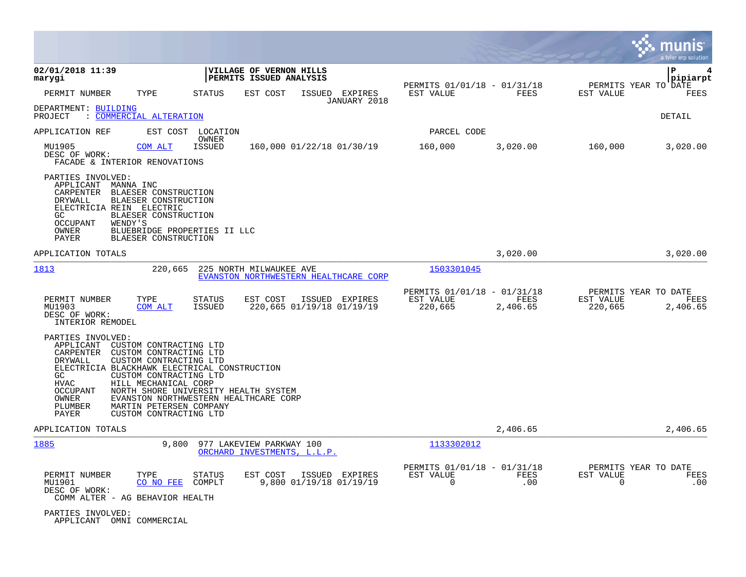02/01/2018 11:39
marygi

**VILLAGE OF VERNON HILLS**
**PERMITS ISSUED ANALYSIS**

pipiarpt

| PERMIT NUMBER | TYPE | STATUS | EST COST | ISSUED | EXPIRES | PERMITS 01/01/18 - 01/31/18 EST VALUE | FEES | PERMITS YEAR TO DATE EST VALUE | FEES |
|---|---|---|---|---|---|---|---|---|---|

JANUARY 2018

DEPARTMENT: BUILDING
PROJECT : COMMERCIAL ALTERATION

DETAIL

APPLICATION REF    EST COST    LOCATION / OWNER    PARCEL CODE

| | | | | | | | | | |
|---|---|---|---|---|---|---|---|---|---|
| MU1905 | COM ALT | ISSUED | 160,000 | 01/22/18 | 01/30/19 | 160,000 | 3,020.00 | 160,000 | 3,020.00 |

DESC OF WORK:
FACADE & INTERIOR RENOVATIONS

PARTIES INVOLVED:
- APPLICANT MANNA INC
- CARPENTER BLAESER CONSTRUCTION
- DRYWALL BLAESER CONSTRUCTION
- ELECTRICIA REIN ELECTRIC
- GC BLAESER CONSTRUCTION
- OCCUPANT WENDY'S
- OWNER BLUEBRIDGE PROPERTIES II LLC
- PAYER BLAESER CONSTRUCTION

APPLICATION TOTALS — 3,020.00 — 3,020.00

---

1813    220,665    225 NORTH MILWAUKEE AVE    1503301045
EVANSTON NORTHWESTERN HEALTHCARE CORP

| PERMIT NUMBER | TYPE | STATUS | EST COST | ISSUED | EXPIRES | PERMITS 01/01/18 - 01/31/18 EST VALUE | FEES | PERMITS YEAR TO DATE EST VALUE | FEES |
|---|---|---|---|---|---|---|---|---|---|
| MU1903 | COM ALT | ISSUED | 220,665 | 01/19/18 | 01/19/19 | 220,665 | 2,406.65 | 220,665 | 2,406.65 |

DESC OF WORK:
INTERIOR REMODEL

PARTIES INVOLVED:
- APPLICANT CUSTOM CONTRACTING LTD
- CARPENTER CUSTOM CONTRACTING LTD
- DRYWALL CUSTOM CONTRACTING LTD
- ELECTRICIA BLACKHAWK ELECTRICAL CONSTRUCTION
- GC CUSTOM CONTRACTING LTD
- HVAC HILL MECHANICAL CORP
- OCCUPANT NORTH SHORE UNIVERSITY HEALTH SYSTEM
- OWNER EVANSTON NORTHWESTERN HEALTHCARE CORP
- PLUMBER MARTIN PETERSEN COMPANY
- PAYER CUSTOM CONTRACTING LTD

APPLICATION TOTALS — 2,406.65 — 2,406.65

---

1885    9,800    977 LAKEVIEW PARKWAY 100    1133302012
ORCHARD INVESTMENTS, L.L.P.

| PERMIT NUMBER | TYPE | STATUS | EST COST | ISSUED | EXPIRES | PERMITS 01/01/18 - 01/31/18 EST VALUE | FEES | PERMITS YEAR TO DATE EST VALUE | FEES |
|---|---|---|---|---|---|---|---|---|---|
| MU1901 | CO NO FEE | COMPLT | 9,800 | 01/19/18 | 01/19/19 | 0 | .00 | 0 | .00 |

DESC OF WORK:
COMM ALTER - AG BEHAVIOR HEALTH

PARTIES INVOLVED:
- APPLICANT OMNI COMMERCIAL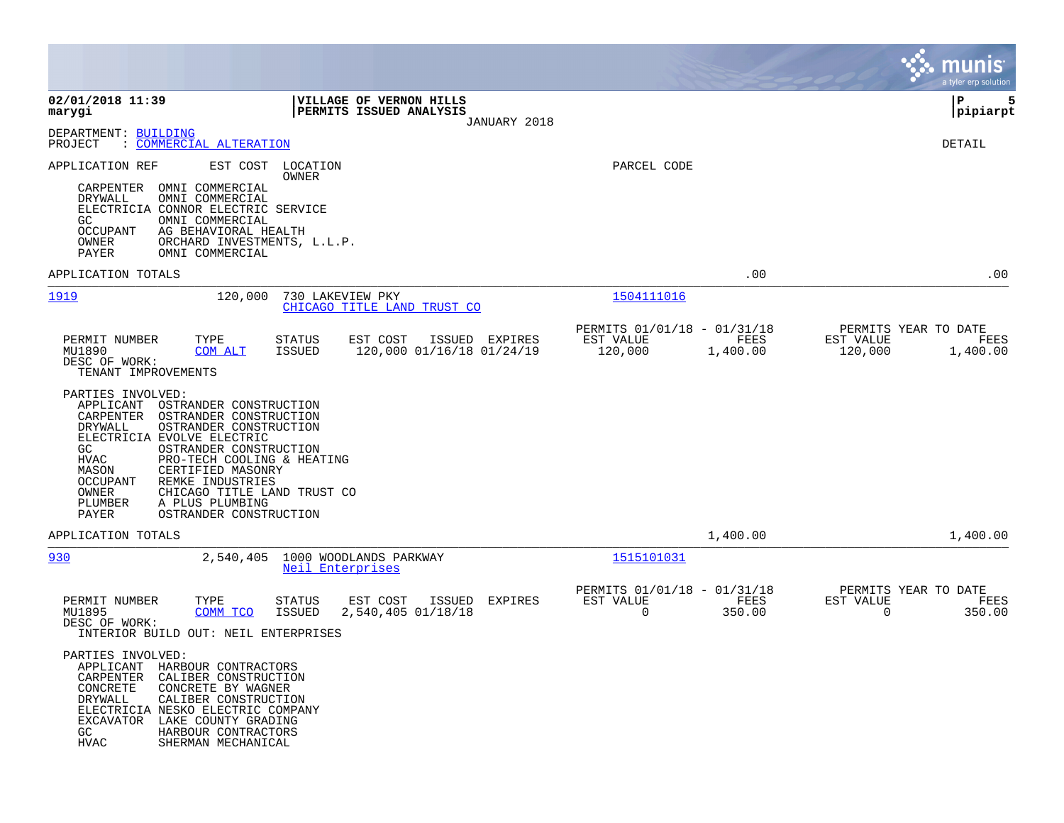02/01/2018 11:39 | VILLAGE OF VERNON HILLS | P 5
marygi | PERMITS ISSUED ANALYSIS | pipiarpt
JANUARY 2018

DEPARTMENT: BUILDING
PROJECT : COMMERCIAL ALTERATION

DETAIL

APPLICATION REF EST COST LOCATION PARCEL CODE
OWNER

CARPENTER OMNI COMMERCIAL
DRYWALL OMNI COMMERCIAL
ELECTRICIA CONNOR ELECTRIC SERVICE
GC OMNI COMMERCIAL
OCCUPANT AG BEHAVIORAL HEALTH
OWNER ORCHARD INVESTMENTS, L.L.P.
PAYER OMNI COMMERCIAL

APPLICATION TOTALS .00 .00

---

1919 120,000 730 LAKEVIEW PKY 1504111016
CHICAGO TITLE LAND TRUST CO

| PERMIT NUMBER | TYPE | STATUS | EST COST | ISSUED | EXPIRES | PERMITS 01/01/18 - 01/31/18 EST VALUE | FEES | PERMITS YEAR TO DATE EST VALUE | FEES |
|---|---|---|---|---|---|---|---|---|---|
| MU1890 | COM ALT | ISSUED | 120,000 | 01/16/18 | 01/24/19 | 120,000 | 1,400.00 | 120,000 | 1,400.00 |

DESC OF WORK:
TENANT IMPROVEMENTS

PARTIES INVOLVED:
APPLICANT OSTRANDER CONSTRUCTION
CARPENTER OSTRANDER CONSTRUCTION
DRYWALL OSTRANDER CONSTRUCTION
ELECTRICIA EVOLVE ELECTRIC
GC OSTRANDER CONSTRUCTION
HVAC PRO-TECH COOLING & HEATING
MASON CERTIFIED MASONRY
OCCUPANT REMKE INDUSTRIES
OWNER CHICAGO TITLE LAND TRUST CO
PLUMBER A PLUS PLUMBING
PAYER OSTRANDER CONSTRUCTION

APPLICATION TOTALS 1,400.00 1,400.00

---

930 2,540,405 1000 WOODLANDS PARKWAY 1515101031
Neil Enterprises

| PERMIT NUMBER | TYPE | STATUS | EST COST | ISSUED | EXPIRES | PERMITS 01/01/18 - 01/31/18 EST VALUE | FEES | PERMITS YEAR TO DATE EST VALUE | FEES |
|---|---|---|---|---|---|---|---|---|---|
| MU1895 | COMM TCO | ISSUED | 2,540,405 | 01/18/18 | | 0 | 350.00 | 0 | 350.00 |

DESC OF WORK:
INTERIOR BUILD OUT: NEIL ENTERPRISES

PARTIES INVOLVED:
APPLICANT HARBOUR CONTRACTORS
CARPENTER CALIBER CONSTRUCTION
CONCRETE CONCRETE BY WAGNER
DRYWALL CALIBER CONSTRUCTION
ELECTRICIA NESKO ELECTRIC COMPANY
EXCAVATOR LAKE COUNTY GRADING
GC HARBOUR CONTRACTORS
HVAC SHERMAN MECHANICAL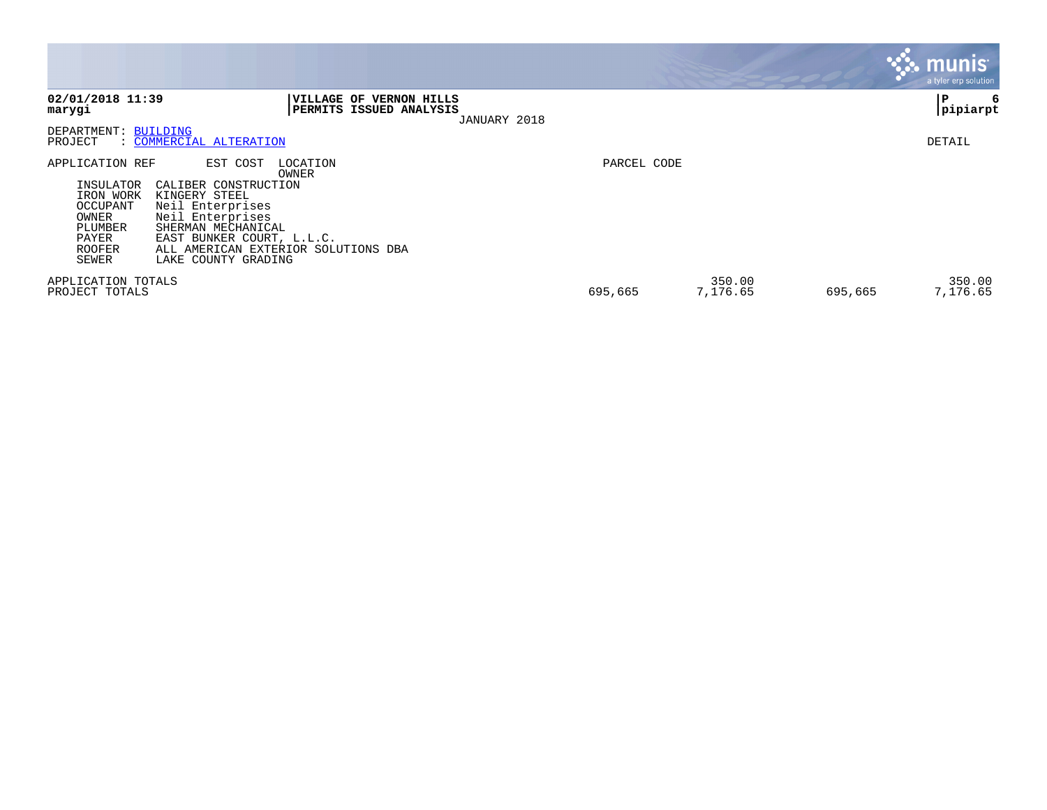**02/01/2018 11:39**
**marygi**

**VILLAGE OF VERNON HILLS**
**PERMITS ISSUED ANALYSIS**
JANUARY 2018

**P 6**
**pipiarpt**

DEPARTMENT: BUILDING
PROJECT : COMMERCIAL ALTERATION

DETAIL

| APPLICATION REF | EST COST | LOCATION / OWNER | PARCEL CODE | | | |
|---|---|---|---|---|---|---|
| INSULATOR | | CALIBER CONSTRUCTION | | | | |
| IRON WORK | | KINGERY STEEL | | | | |
| OCCUPANT | | Neil Enterprises | | | | |
| OWNER | | Neil Enterprises | | | | |
| PLUMBER | | SHERMAN MECHANICAL | | | | |
| PAYER | | EAST BUNKER COURT, L.L.C. | | | | |
| ROOFER | | ALL AMERICAN EXTERIOR SOLUTIONS DBA | | | | |
| SEWER | | LAKE COUNTY GRADING | | | | |
| APPLICATION TOTALS | | | | 350.00 | | 350.00 |
| PROJECT TOTALS | | | 695,665 | 7,176.65 | 695,665 | 7,176.65 |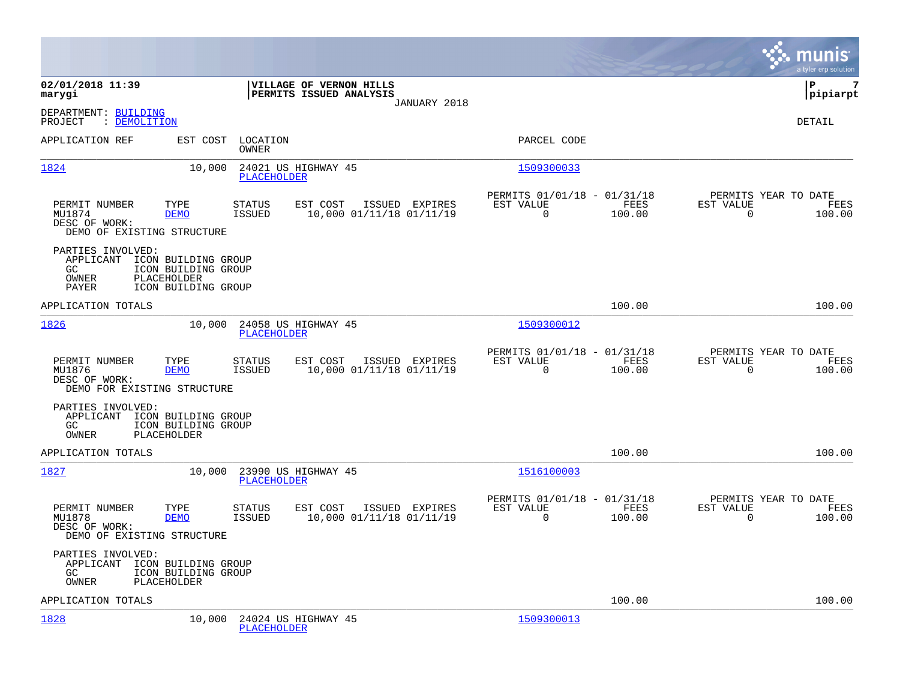**02/01/2018 11:39**
**marygi**

**VILLAGE OF VERNON HILLS**
**PERMITS ISSUED ANALYSIS**
JANUARY 2018

**P 7**
**pipiarpt**

DEPARTMENT: BUILDING
PROJECT : DEMOLITION

DETAIL

| APPLICATION REF | EST COST | LOCATION / OWNER | PARCEL CODE |
|---|---|---|---|
| 1824 | 10,000 | 24021 US HIGHWAY 45 / PLACEHOLDER | 1509300033 |

| PERMIT NUMBER | TYPE | STATUS | EST COST | ISSUED | EXPIRES | PERMITS 01/01/18 - 01/31/18 EST VALUE | FEES | PERMITS YEAR TO DATE EST VALUE | FEES |
|---|---|---|---|---|---|---|---|---|---|
| MU1874 | DEMO | ISSUED | 10,000 | 01/11/18 | 01/11/19 | 0 | 100.00 | 0 | 100.00 |

DESC OF WORK:
DEMO OF EXISTING STRUCTURE

PARTIES INVOLVED:
APPLICANT ICON BUILDING GROUP
GC ICON BUILDING GROUP
OWNER PLACEHOLDER
PAYER ICON BUILDING GROUP

APPLICATION TOTALS 100.00 100.00

| APPLICATION REF | EST COST | LOCATION / OWNER | PARCEL CODE |
|---|---|---|---|
| 1826 | 10,000 | 24058 US HIGHWAY 45 / PLACEHOLDER | 1509300012 |

| PERMIT NUMBER | TYPE | STATUS | EST COST | ISSUED | EXPIRES | PERMITS 01/01/18 - 01/31/18 EST VALUE | FEES | PERMITS YEAR TO DATE EST VALUE | FEES |
|---|---|---|---|---|---|---|---|---|---|
| MU1876 | DEMO | ISSUED | 10,000 | 01/11/18 | 01/11/19 | 0 | 100.00 | 0 | 100.00 |

DESC OF WORK:
DEMO FOR EXISTING STRUCTURE

PARTIES INVOLVED:
APPLICANT ICON BUILDING GROUP
GC ICON BUILDING GROUP
OWNER PLACEHOLDER

APPLICATION TOTALS 100.00 100.00

| APPLICATION REF | EST COST | LOCATION / OWNER | PARCEL CODE |
|---|---|---|---|
| 1827 | 10,000 | 23990 US HIGHWAY 45 / PLACEHOLDER | 1516100003 |

| PERMIT NUMBER | TYPE | STATUS | EST COST | ISSUED | EXPIRES | PERMITS 01/01/18 - 01/31/18 EST VALUE | FEES | PERMITS YEAR TO DATE EST VALUE | FEES |
|---|---|---|---|---|---|---|---|---|---|
| MU1878 | DEMO | ISSUED | 10,000 | 01/11/18 | 01/11/19 | 0 | 100.00 | 0 | 100.00 |

DESC OF WORK:
DEMO OF EXISTING STRUCTURE

PARTIES INVOLVED:
APPLICANT ICON BUILDING GROUP
GC ICON BUILDING GROUP
OWNER PLACEHOLDER

APPLICATION TOTALS 100.00 100.00

| APPLICATION REF | EST COST | LOCATION / OWNER | PARCEL CODE |
|---|---|---|---|
| 1828 | 10,000 | 24024 US HIGHWAY 45 / PLACEHOLDER | 1509300013 |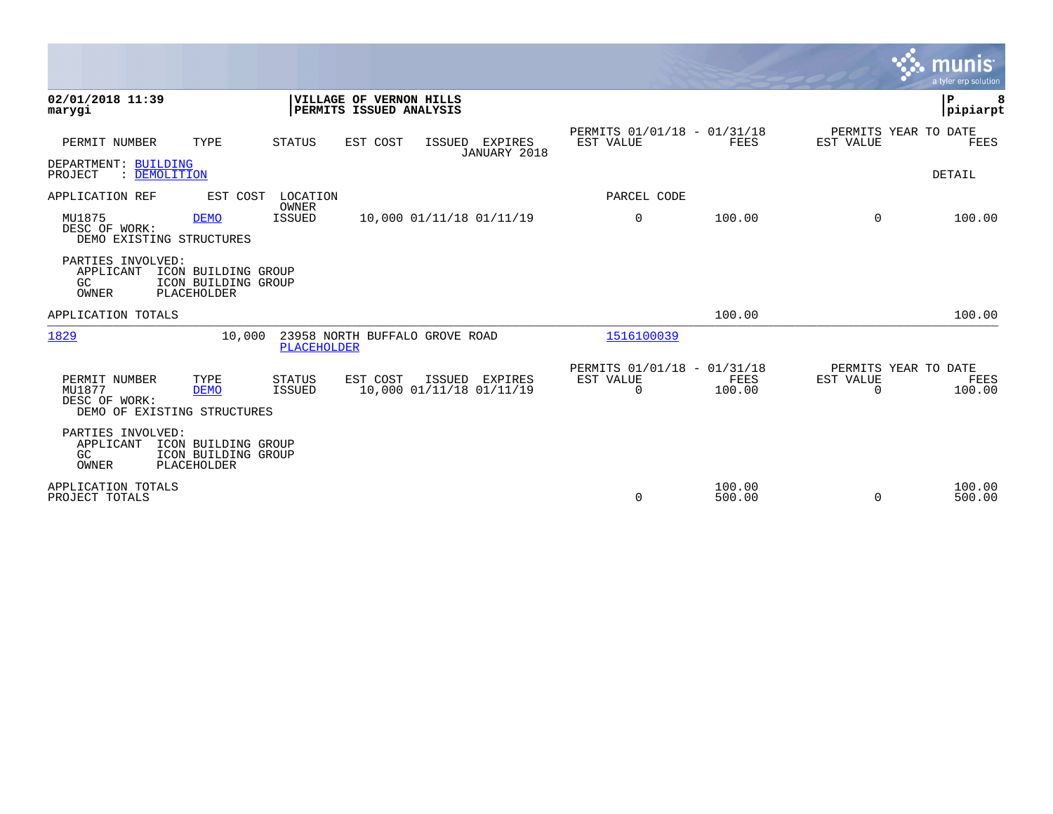**02/01/2018 11:39**
**marygi**

**VILLAGE OF VERNON HILLS**
**PERMITS ISSUED ANALYSIS**

| PERMIT NUMBER | TYPE | STATUS | EST COST | ISSUED | EXPIRES | PERMITS 01/01/18 - 01/31/18 EST VALUE | FEES | PERMITS YEAR TO DATE EST VALUE | FEES |
|---|---|---|---|---|---|---|---|---|---|
| | | | | | JANUARY 2018 | | | | |

DEPARTMENT: BUILDING
PROJECT : DEMOLITION

DETAIL

APPLICATION REF | EST COST | LOCATION / OWNER | PARCEL CODE

| PERMIT NUMBER | TYPE | STATUS | EST COST | ISSUED | EXPIRES | EST VALUE | FEES | YTD EST VALUE | YTD FEES |
|---|---|---|---|---|---|---|---|---|---|
| MU1875 | DEMO | ISSUED | 10,000 | 01/11/18 | 01/11/19 | 0 | 100.00 | 0 | 100.00 |

DESC OF WORK:
DEMO EXISTING STRUCTURES

PARTIES INVOLVED:
APPLICANT ICON BUILDING GROUP
GC ICON BUILDING GROUP
OWNER PLACEHOLDER

APPLICATION TOTALS 100.00 100.00

| APPLICATION REF | EST COST | LOCATION | OWNER | PARCEL CODE |
|---|---|---|---|---|
| 1829 | 10,000 | 23958 NORTH BUFFALO GROVE ROAD | PLACEHOLDER | 1516100039 |

| PERMIT NUMBER | TYPE | STATUS | EST COST | ISSUED | EXPIRES | PERMITS 01/01/18 - 01/31/18 EST VALUE | FEES | PERMITS YEAR TO DATE EST VALUE | FEES |
|---|---|---|---|---|---|---|---|---|---|
| MU1877 | DEMO | ISSUED | 10,000 | 01/11/18 | 01/11/19 | 0 | 100.00 | 0 | 100.00 |

DESC OF WORK:
DEMO OF EXISTING STRUCTURES

PARTIES INVOLVED:
APPLICANT ICON BUILDING GROUP
GC ICON BUILDING GROUP
OWNER PLACEHOLDER

| | EST VALUE | FEES | YTD EST VALUE | YTD FEES |
|---|---|---|---|---|
| APPLICATION TOTALS | | 100.00 | | 100.00 |
| PROJECT TOTALS | 0 | 500.00 | 0 | 500.00 |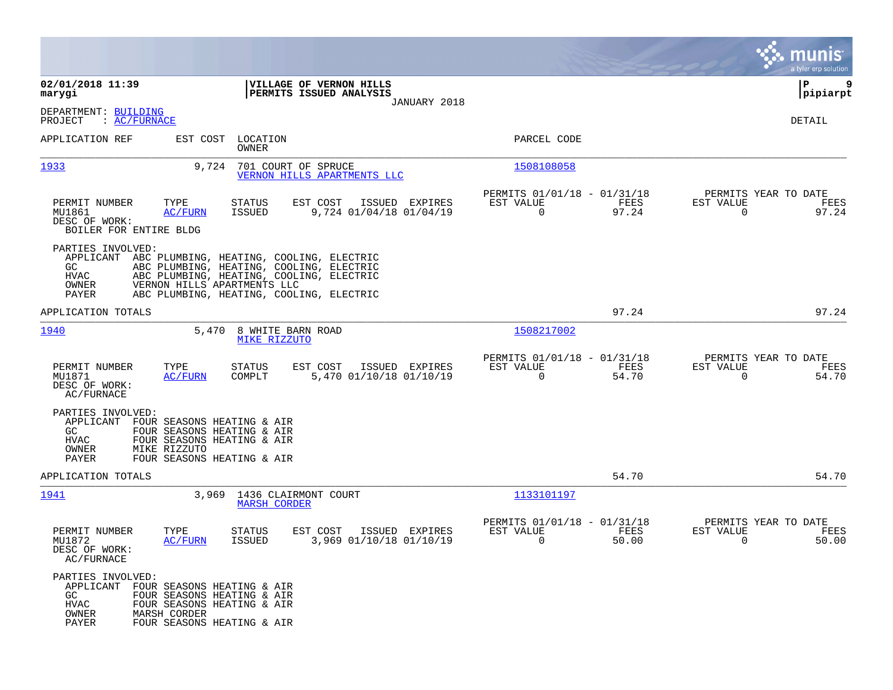02/01/2018 11:39
marygi

**VILLAGE OF VERNON HILLS**
**PERMITS ISSUED ANALYSIS**
JANUARY 2018

pipiarpt

DEPARTMENT: BUILDING
PROJECT : AC/FURNACE

DETAIL

| APPLICATION REF | EST COST | LOCATION / OWNER | PARCEL CODE |
|---|---|---|---|
| 1933 | 9,724 | 701 COURT OF SPRUCE / VERNON HILLS APARTMENTS LLC | 1508108058 |

| PERMIT NUMBER | TYPE | STATUS | EST COST | ISSUED | EXPIRES | PERMITS 01/01/18 - 01/31/18 EST VALUE | FEES | PERMITS YEAR TO DATE EST VALUE | FEES |
|---|---|---|---|---|---|---|---|---|---|
| MU1861 | AC/FURN | ISSUED | 9,724 | 01/04/18 | 01/04/19 | 0 | 97.24 | 0 | 97.24 |

DESC OF WORK:
BOILER FOR ENTIRE BLDG

PARTIES INVOLVED:
- APPLICANT ABC PLUMBING, HEATING, COOLING, ELECTRIC
- GC ABC PLUMBING, HEATING, COOLING, ELECTRIC
- HVAC ABC PLUMBING, HEATING, COOLING, ELECTRIC
- OWNER VERNON HILLS APARTMENTS LLC
- PAYER ABC PLUMBING, HEATING, COOLING, ELECTRIC

APPLICATION TOTALS 97.24 97.24

| APPLICATION REF | EST COST | LOCATION / OWNER | PARCEL CODE |
|---|---|---|---|
| 1940 | 5,470 | 8 WHITE BARN ROAD / MIKE RIZZUTO | 1508217002 |

| PERMIT NUMBER | TYPE | STATUS | EST COST | ISSUED | EXPIRES | PERMITS 01/01/18 - 01/31/18 EST VALUE | FEES | PERMITS YEAR TO DATE EST VALUE | FEES |
|---|---|---|---|---|---|---|---|---|---|
| MU1871 | AC/FURN | COMPLT | 5,470 | 01/10/18 | 01/10/19 | 0 | 54.70 | 0 | 54.70 |

DESC OF WORK:
AC/FURNACE

PARTIES INVOLVED:
- APPLICANT FOUR SEASONS HEATING & AIR
- GC FOUR SEASONS HEATING & AIR
- HVAC FOUR SEASONS HEATING & AIR
- OWNER MIKE RIZZUTO
- PAYER FOUR SEASONS HEATING & AIR

APPLICATION TOTALS 54.70 54.70

| APPLICATION REF | EST COST | LOCATION / OWNER | PARCEL CODE |
|---|---|---|---|
| 1941 | 3,969 | 1436 CLAIRMONT COURT / MARSH CORDER | 1133101197 |

| PERMIT NUMBER | TYPE | STATUS | EST COST | ISSUED | EXPIRES | PERMITS 01/01/18 - 01/31/18 EST VALUE | FEES | PERMITS YEAR TO DATE EST VALUE | FEES |
|---|---|---|---|---|---|---|---|---|---|
| MU1872 | AC/FURN | ISSUED | 3,969 | 01/10/18 | 01/10/19 | 0 | 50.00 | 0 | 50.00 |

DESC OF WORK:
AC/FURNACE

PARTIES INVOLVED:
- APPLICANT FOUR SEASONS HEATING & AIR
- GC FOUR SEASONS HEATING & AIR
- HVAC FOUR SEASONS HEATING & AIR
- OWNER MARSH CORDER
- PAYER FOUR SEASONS HEATING & AIR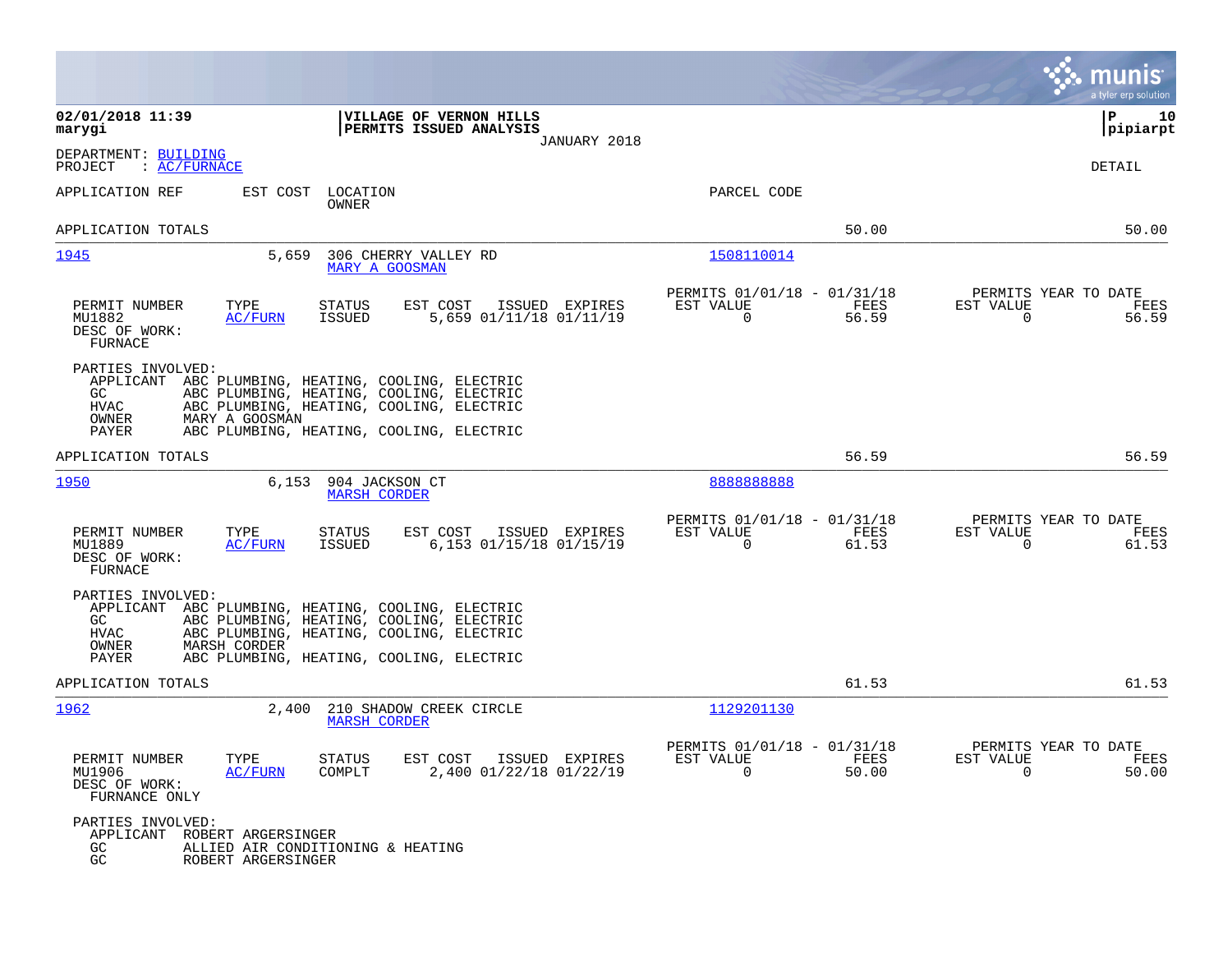02/01/2018 11:39 | VILLAGE OF VERNON HILLS | P 10
marygi | PERMITS ISSUED ANALYSIS | pipiarpt
JANUARY 2018

DEPARTMENT: BUILDING
PROJECT : AC/FURNACE

DETAIL

| APPLICATION REF | EST COST | LOCATION / OWNER | PARCEL CODE | | |
|---|---|---|---|---|---|
| APPLICATION TOTALS | | | | 50.00 | 50.00 |
| 1945 | 5,659 | 306 CHERRY VALLEY RD / MARY A GOOSMAN | 1508110014 | | |

| PERMIT NUMBER | TYPE | STATUS | EST COST | ISSUED | EXPIRES | PERMITS 01/01/18 - 01/31/18 EST VALUE | FEES | PERMITS YEAR TO DATE EST VALUE | FEES |
|---|---|---|---|---|---|---|---|---|---|
| MU1882 | AC/FURN | ISSUED | 5,659 | 01/11/18 | 01/11/19 | 0 | 56.59 | 0 | 56.59 |

DESC OF WORK:
FURNACE

PARTIES INVOLVED:
- APPLICANT ABC PLUMBING, HEATING, COOLING, ELECTRIC
- GC ABC PLUMBING, HEATING, COOLING, ELECTRIC
- HVAC ABC PLUMBING, HEATING, COOLING, ELECTRIC
- OWNER MARY A GOOSMAN
- PAYER ABC PLUMBING, HEATING, COOLING, ELECTRIC

| | | | | | |
|---|---|---|---|---|---|
| APPLICATION TOTALS | | | | 56.59 | 56.59 |
| 1950 | 6,153 | 904 JACKSON CT / MARSH CORDER | 8888888888 | | |

| PERMIT NUMBER | TYPE | STATUS | EST COST | ISSUED | EXPIRES | PERMITS 01/01/18 - 01/31/18 EST VALUE | FEES | PERMITS YEAR TO DATE EST VALUE | FEES |
|---|---|---|---|---|---|---|---|---|---|
| MU1889 | AC/FURN | ISSUED | 6,153 | 01/15/18 | 01/15/19 | 0 | 61.53 | 0 | 61.53 |

DESC OF WORK:
FURNACE

PARTIES INVOLVED:
- APPLICANT ABC PLUMBING, HEATING, COOLING, ELECTRIC
- GC ABC PLUMBING, HEATING, COOLING, ELECTRIC
- HVAC ABC PLUMBING, HEATING, COOLING, ELECTRIC
- OWNER MARSH CORDER
- PAYER ABC PLUMBING, HEATING, COOLING, ELECTRIC

| | | | | | |
|---|---|---|---|---|---|
| APPLICATION TOTALS | | | | 61.53 | 61.53 |
| 1962 | 2,400 | 210 SHADOW CREEK CIRCLE / MARSH CORDER | 1129201130 | | |

| PERMIT NUMBER | TYPE | STATUS | EST COST | ISSUED | EXPIRES | PERMITS 01/01/18 - 01/31/18 EST VALUE | FEES | PERMITS YEAR TO DATE EST VALUE | FEES |
|---|---|---|---|---|---|---|---|---|---|
| MU1906 | AC/FURN | COMPLT | 2,400 | 01/22/18 | 01/22/19 | 0 | 50.00 | 0 | 50.00 |

DESC OF WORK:
FURNANCE ONLY

PARTIES INVOLVED:
- APPLICANT ROBERT ARGERSINGER
- GC ALLIED AIR CONDITIONING & HEATING
- GC ROBERT ARGERSINGER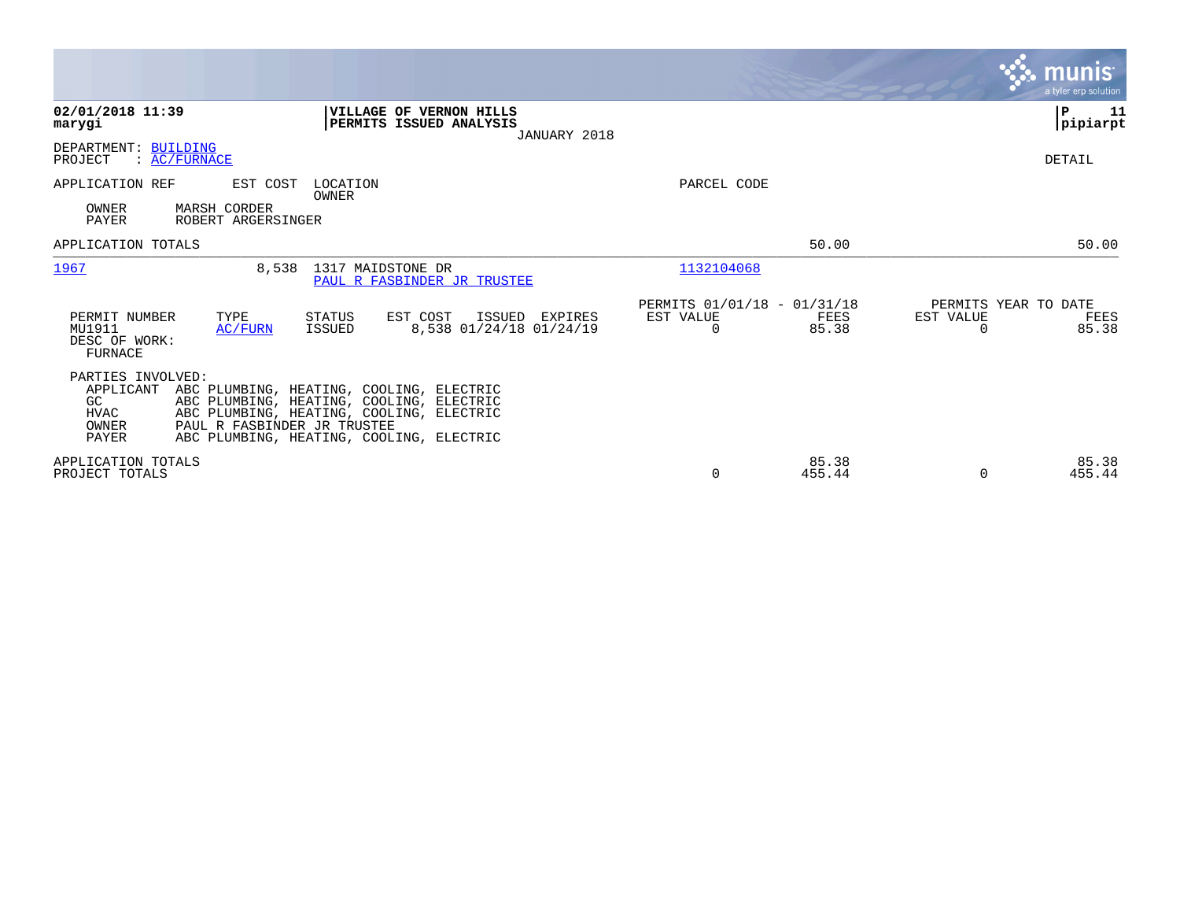**02/01/2018 11:39**
**marygi**

**VILLAGE OF VERNON HILLS**
**PERMITS ISSUED ANALYSIS**
JANUARY 2018

**P 11**
**pipiarpt**

DEPARTMENT: BUILDING
PROJECT : AC/FURNACE

DETAIL

| APPLICATION REF | EST COST | LOCATION / OWNER | PARCEL CODE | | |
|---|---|---|---|---|---|
| OWNER | MARSH CORDER | | | | |
| PAYER | ROBERT ARGERSINGER | | | | |
| APPLICATION TOTALS | | | | 50.00 | 50.00 |
| 1967 | 8,538 | 1317 MAIDSTONE DR / PAUL R FASBINDER JR TRUSTEE | 1132104068 | | |

| PERMIT NUMBER | TYPE | STATUS | EST COST | ISSUED | EXPIRES | PERMITS 01/01/18 - 01/31/18 EST VALUE | FEES | PERMITS YEAR TO DATE EST VALUE | FEES |
|---|---|---|---|---|---|---|---|---|---|
| MU1911 | AC/FURN | ISSUED | 8,538 | 01/24/18 | 01/24/19 | 0 | 85.38 | 0 | 85.38 |

DESC OF WORK:
FURNACE

PARTIES INVOLVED:

| | |
|---|---|
| APPLICANT | ABC PLUMBING, HEATING, COOLING, ELECTRIC |
| GC | ABC PLUMBING, HEATING, COOLING, ELECTRIC |
| HVAC | ABC PLUMBING, HEATING, COOLING, ELECTRIC |
| OWNER | PAUL R FASBINDER JR TRUSTEE |
| PAYER | ABC PLUMBING, HEATING, COOLING, ELECTRIC |

| | EST VALUE | FEES | EST VALUE | FEES |
|---|---|---|---|---|
| APPLICATION TOTALS | | 85.38 | | 85.38 |
| PROJECT TOTALS | 0 | 455.44 | 0 | 455.44 |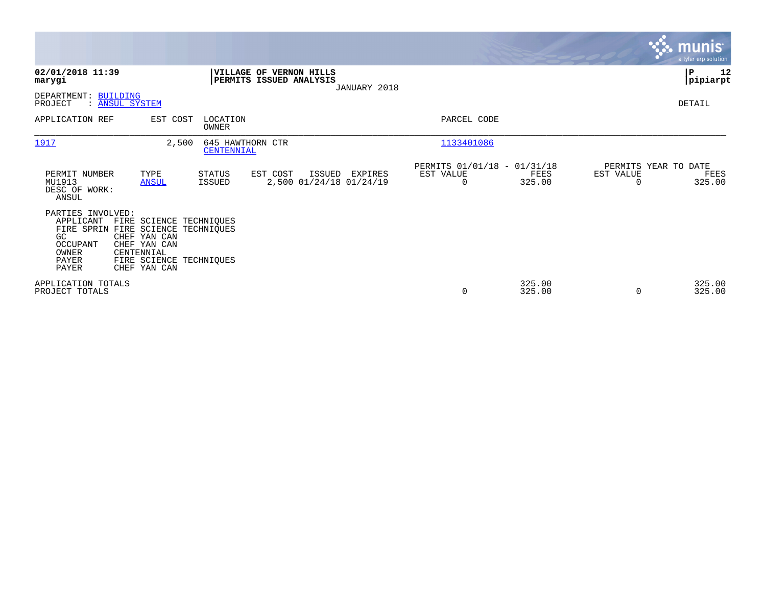02/01/2018 11:39
marygi

**VILLAGE OF VERNON HILLS**
**PERMITS ISSUED ANALYSIS**
JANUARY 2018

P 12
pipiarpt

DEPARTMENT: BUILDING
PROJECT : ANSUL SYSTEM

DETAIL

| APPLICATION REF | EST COST | LOCATION / OWNER | PARCEL CODE |
|---|---|---|---|
| 1917 | 2,500 | 645 HAWTHORN CTR / CENTENNIAL | 1133401086 |

| PERMIT NUMBER | TYPE | STATUS | EST COST | ISSUED | EXPIRES | PERMITS 01/01/18 - 01/31/18 EST VALUE | FEES | PERMITS YEAR TO DATE EST VALUE | FEES |
|---|---|---|---|---|---|---|---|---|---|
| MU1913 | ANSUL | ISSUED | 2,500 | 01/24/18 | 01/24/19 | 0 | 325.00 | 0 | 325.00 |

DESC OF WORK:
ANSUL

PARTIES INVOLVED:

| | |
|---|---|
| APPLICANT | FIRE SCIENCE TECHNIQUES |
| FIRE SPRIN | FIRE SCIENCE TECHNIQUES |
| GC | CHEF YAN CAN |
| OCCUPANT | CHEF YAN CAN |
| OWNER | CENTENNIAL |
| PAYER | FIRE SCIENCE TECHNIQUES |
| PAYER | CHEF YAN CAN |

| | EST VALUE | FEES | YTD EST VALUE | YTD FEES |
|---|---|---|---|---|
| APPLICATION TOTALS | | 325.00 | | 325.00 |
| PROJECT TOTALS | 0 | 325.00 | 0 | 325.00 |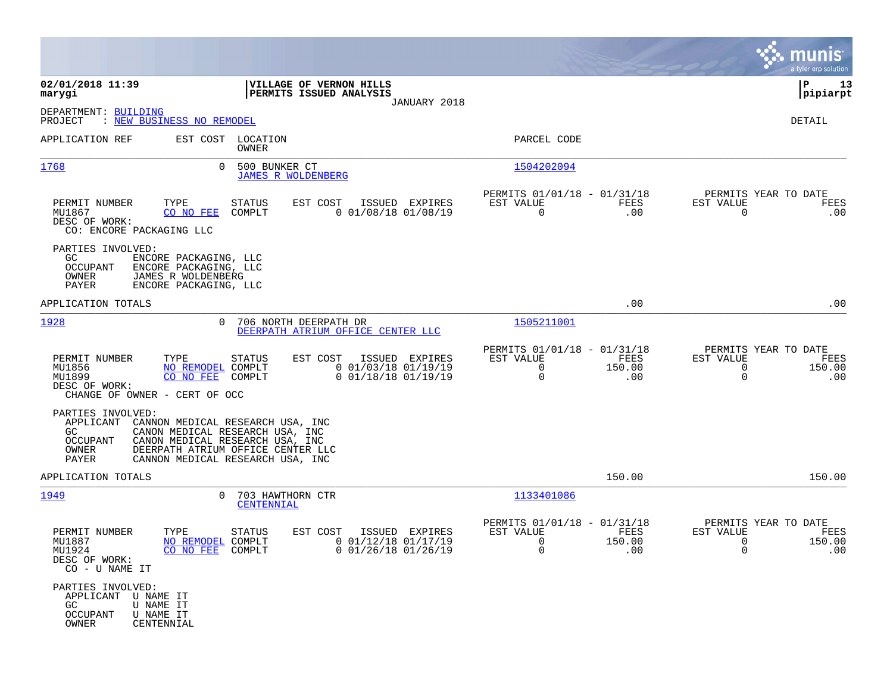**02/01/2018 11:39** | **VILLAGE OF VERNON HILLS** | **P 13**
**marygi** | **PERMITS ISSUED ANALYSIS** | **pipiarpt**

JANUARY 2018

DEPARTMENT: BUILDING
PROJECT : NEW BUSINESS NO REMODEL

DETAIL

APPLICATION REF | EST COST | LOCATION / OWNER | PARCEL CODE

---

**1768** | 0 | 500 BUNKER CT / JAMES R WOLDENBERG | 1504202094

| PERMIT NUMBER | TYPE | STATUS | EST COST | ISSUED | EXPIRES | PERMITS 01/01/18 - 01/31/18 EST VALUE | FEES | PERMITS YEAR TO DATE EST VALUE | FEES |
|---|---|---|---|---|---|---|---|---|---|
| MU1867 | CO NO FEE | COMPLT | 0 | 01/08/18 | 01/08/19 | 0 | .00 | 0 | .00 |

DESC OF WORK:
CO: ENCORE PACKAGING LLC

PARTIES INVOLVED:
- GC: ENCORE PACKAGING, LLC
- OCCUPANT: ENCORE PACKAGING, LLC
- OWNER: JAMES R WOLDENBERG
- PAYER: ENCORE PACKAGING, LLC

APPLICATION TOTALS: .00 | .00

---

**1928** | 0 | 706 NORTH DEERPATH DR / DEERPATH ATRIUM OFFICE CENTER LLC | 1505211001

| PERMIT NUMBER | TYPE | STATUS | EST COST | ISSUED | EXPIRES | PERMITS 01/01/18 - 01/31/18 EST VALUE | FEES | PERMITS YEAR TO DATE EST VALUE | FEES |
|---|---|---|---|---|---|---|---|---|---|
| MU1856 | NO REMODEL | COMPLT | 0 | 01/03/18 | 01/19/19 | 0 | 150.00 | 0 | 150.00 |
| MU1899 | CO NO FEE | COMPLT | 0 | 01/18/18 | 01/19/19 | 0 | .00 | 0 | .00 |

DESC OF WORK:
CHANGE OF OWNER - CERT OF OCC

PARTIES INVOLVED:
- APPLICANT: CANNON MEDICAL RESEARCH USA, INC
- GC: CANON MEDICAL RESEARCH USA, INC
- OCCUPANT: CANON MEDICAL RESEARCH USA, INC
- OWNER: DEERPATH ATRIUM OFFICE CENTER LLC
- PAYER: CANNON MEDICAL RESEARCH USA, INC

APPLICATION TOTALS: 150.00 | 150.00

---

**1949** | 0 | 703 HAWTHORN CTR / CENTENNIAL | 1133401086

| PERMIT NUMBER | TYPE | STATUS | EST COST | ISSUED | EXPIRES | PERMITS 01/01/18 - 01/31/18 EST VALUE | FEES | PERMITS YEAR TO DATE EST VALUE | FEES |
|---|---|---|---|---|---|---|---|---|---|
| MU1887 | NO REMODEL | COMPLT | 0 | 01/12/18 | 01/17/19 | 0 | 150.00 | 0 | 150.00 |
| MU1924 | CO NO FEE | COMPLT | 0 | 01/26/18 | 01/26/19 | 0 | .00 | 0 | .00 |

DESC OF WORK:
CO - U NAME IT

PARTIES INVOLVED:
- APPLICANT: U NAME IT
- GC: U NAME IT
- OCCUPANT: U NAME IT
- OWNER: CENTENNIAL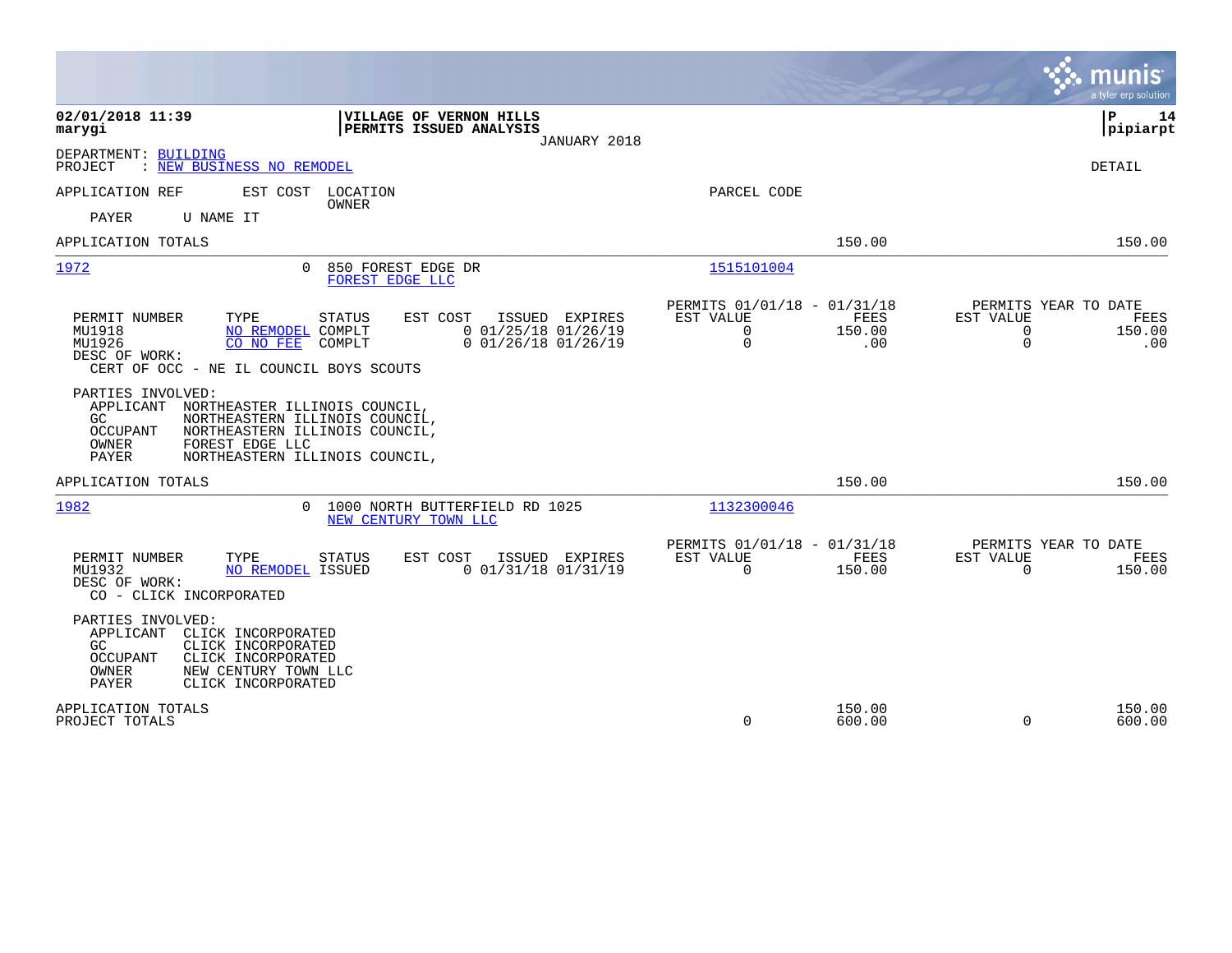**02/01/2018 11:39** | **VILLAGE OF VERNON HILLS** | **P 14**
**marygi** | **PERMITS ISSUED ANALYSIS** | **pipiarpt**

JANUARY 2018

DEPARTMENT: BUILDING
PROJECT : NEW BUSINESS NO REMODEL

DETAIL

APPLICATION REF EST COST LOCATION OWNER PARCEL CODE
PAYER U NAME IT

| | | | |
|---|---|---|---|
| APPLICATION TOTALS | | 150.00 | 150.00 |

---

**1972** | 0 | 850 FOREST EDGE DR | 1515101004
FOREST EDGE LLC

| PERMIT NUMBER | TYPE | STATUS | EST COST | ISSUED | EXPIRES | PERMITS 01/01/18 - 01/31/18 EST VALUE | FEES | PERMITS YEAR TO DATE EST VALUE | FEES |
|---|---|---|---|---|---|---|---|---|---|
| MU1918 | NO REMODEL | COMPLT | 0 | 01/25/18 | 01/26/19 | 0 | 150.00 | 0 | 150.00 |
| MU1926 | CO NO FEE | COMPLT | 0 | 01/26/18 | 01/26/19 | 0 | .00 | 0 | .00 |

DESC OF WORK:
CERT OF OCC - NE IL COUNCIL BOYS SCOUTS

PARTIES INVOLVED:
APPLICANT NORTHEASTER ILLINOIS COUNCIL,
GC NORTHEASTERN ILLINOIS COUNCIL,
OCCUPANT NORTHEASTERN ILLINOIS COUNCIL,
OWNER FOREST EDGE LLC
PAYER NORTHEASTERN ILLINOIS COUNCIL,

| | | | |
|---|---|---|---|
| APPLICATION TOTALS | | 150.00 | 150.00 |

---

**1982** | 0 | 1000 NORTH BUTTERFIELD RD 1025 | 1132300046
NEW CENTURY TOWN LLC

| PERMIT NUMBER | TYPE | STATUS | EST COST | ISSUED | EXPIRES | PERMITS 01/01/18 - 01/31/18 EST VALUE | FEES | PERMITS YEAR TO DATE EST VALUE | FEES |
|---|---|---|---|---|---|---|---|---|---|
| MU1932 | NO REMODEL | ISSUED | 0 | 01/31/18 | 01/31/19 | 0 | 150.00 | 0 | 150.00 |

DESC OF WORK:
CO - CLICK INCORPORATED

PARTIES INVOLVED:
APPLICANT CLICK INCORPORATED
GC CLICK INCORPORATED
OCCUPANT CLICK INCORPORATED
OWNER NEW CENTURY TOWN LLC
PAYER CLICK INCORPORATED

| | EST VALUE | FEES | EST VALUE | FEES |
|---|---|---|---|---|
| APPLICATION TOTALS | | 150.00 | | 150.00 |
| PROJECT TOTALS | 0 | 600.00 | 0 | 600.00 |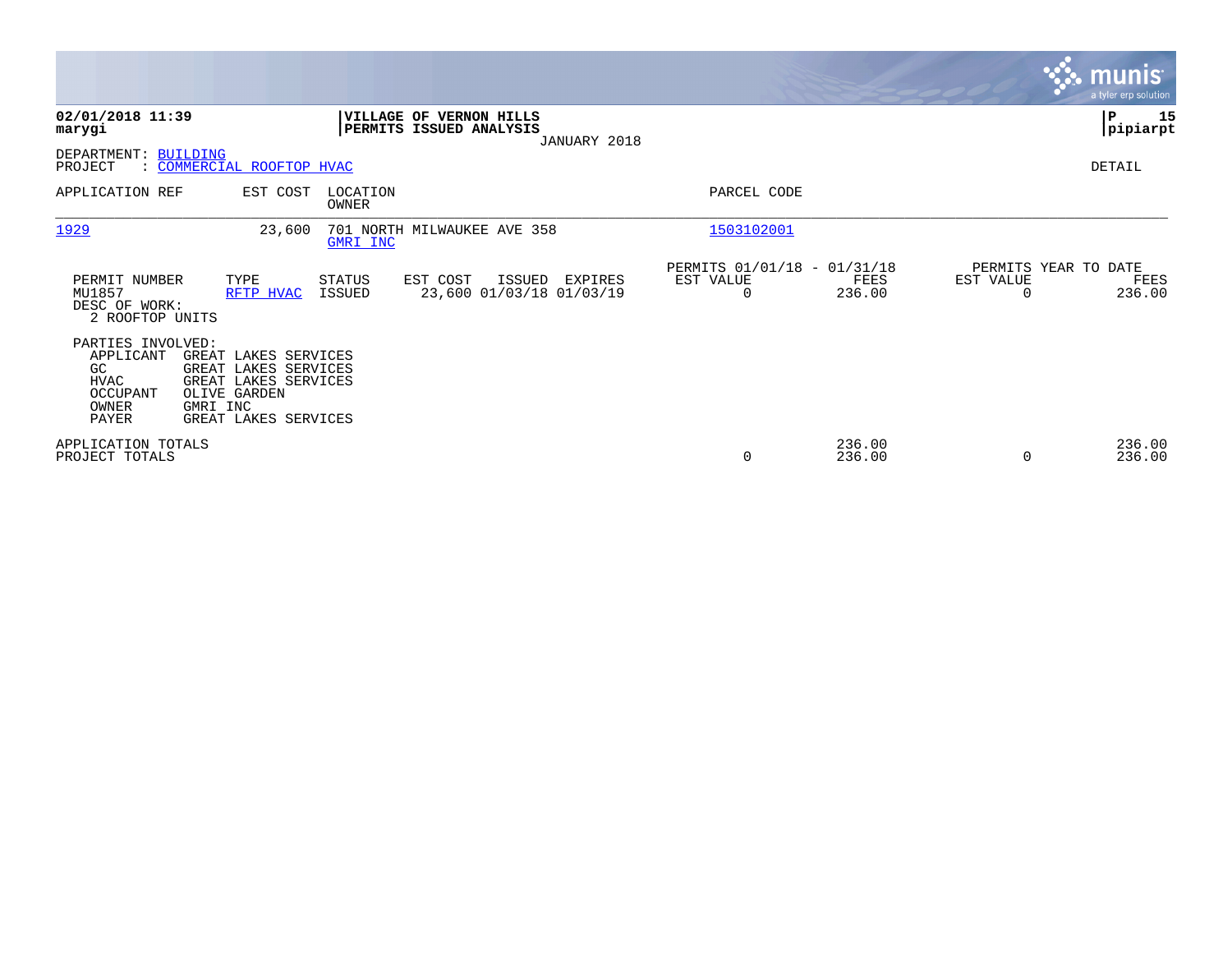**02/01/2018 11:39**
**marygi**

**VILLAGE OF VERNON HILLS**
**PERMITS ISSUED ANALYSIS**
JANUARY 2018

**P 15**
**pipiarpt**

DEPARTMENT: BUILDING
PROJECT : COMMERCIAL ROOFTOP HVAC

DETAIL

| APPLICATION REF | EST COST | LOCATION / OWNER | PARCEL CODE |
|---|---|---|---|
| 1929 | 23,600 | 701 NORTH MILWAUKEE AVE 358 / GMRI INC | 1503102001 |

| PERMIT NUMBER | TYPE | STATUS | EST COST | ISSUED | EXPIRES | PERMITS 01/01/18 - 01/31/18 EST VALUE | FEES | PERMITS YEAR TO DATE EST VALUE | FEES |
|---|---|---|---|---|---|---|---|---|---|
| MU1857 | RFTP HVAC | ISSUED | 23,600 | 01/03/18 | 01/03/19 | 0 | 236.00 | 0 | 236.00 |

DESC OF WORK:
2 ROOFTOP UNITS

PARTIES INVOLVED:

| | |
|---|---|
| APPLICANT | GREAT LAKES SERVICES |
| GC | GREAT LAKES SERVICES |
| HVAC | GREAT LAKES SERVICES |
| OCCUPANT | OLIVE GARDEN |
| OWNER | GMRI INC |
| PAYER | GREAT LAKES SERVICES |

| | EST VALUE | FEES | YTD EST VALUE | YTD FEES |
|---|---|---|---|---|
| APPLICATION TOTALS | | 236.00 | | 236.00 |
| PROJECT TOTALS | 0 | 236.00 | 0 | 236.00 |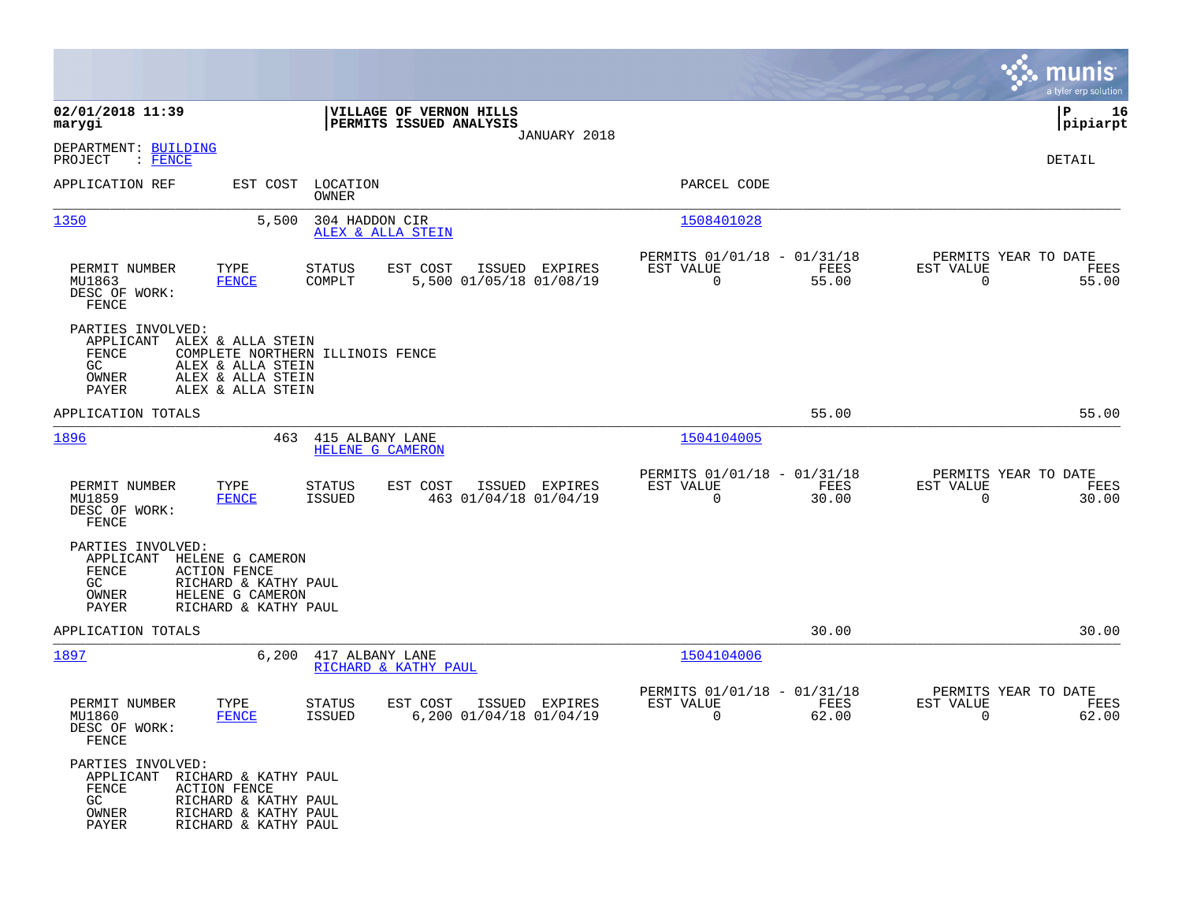**02/01/2018 11:39**
**marygi**

**VILLAGE OF VERNON HILLS**
**PERMITS ISSUED ANALYSIS**
JANUARY 2018

**P 16**
**pipiarpt**

DEPARTMENT: BUILDING
PROJECT : FENCE

DETAIL

| APPLICATION REF | EST COST | LOCATION / OWNER | PARCEL CODE |
|---|---|---|---|
| 1350 | 5,500 | 304 HADDON CIR / ALEX & ALLA STEIN | 1508401028 |

| PERMIT NUMBER | TYPE | STATUS | EST COST | ISSUED | EXPIRES | PERMITS 01/01/18 - 01/31/18 EST VALUE | FEES | PERMITS YEAR TO DATE EST VALUE | FEES |
|---|---|---|---|---|---|---|---|---|---|
| MU1863 | FENCE | COMPLT | 5,500 | 01/05/18 | 01/08/19 | 0 | 55.00 | 0 | 55.00 |

DESC OF WORK:
FENCE

PARTIES INVOLVED:
- APPLICANT ALEX & ALLA STEIN
- FENCE COMPLETE NORTHERN ILLINOIS FENCE
- GC ALEX & ALLA STEIN
- OWNER ALEX & ALLA STEIN
- PAYER ALEX & ALLA STEIN

APPLICATION TOTALS 55.00 55.00

| APPLICATION REF | EST COST | LOCATION / OWNER | PARCEL CODE |
|---|---|---|---|
| 1896 | 463 | 415 ALBANY LANE / HELENE G CAMERON | 1504104005 |

| PERMIT NUMBER | TYPE | STATUS | EST COST | ISSUED | EXPIRES | PERMITS 01/01/18 - 01/31/18 EST VALUE | FEES | PERMITS YEAR TO DATE EST VALUE | FEES |
|---|---|---|---|---|---|---|---|---|---|
| MU1859 | FENCE | ISSUED | 463 | 01/04/18 | 01/04/19 | 0 | 30.00 | 0 | 30.00 |

DESC OF WORK:
FENCE

PARTIES INVOLVED:
- APPLICANT HELENE G CAMERON
- FENCE ACTION FENCE
- GC RICHARD & KATHY PAUL
- OWNER HELENE G CAMERON
- PAYER RICHARD & KATHY PAUL

APPLICATION TOTALS 30.00 30.00

| APPLICATION REF | EST COST | LOCATION / OWNER | PARCEL CODE |
|---|---|---|---|
| 1897 | 6,200 | 417 ALBANY LANE / RICHARD & KATHY PAUL | 1504104006 |

| PERMIT NUMBER | TYPE | STATUS | EST COST | ISSUED | EXPIRES | PERMITS 01/01/18 - 01/31/18 EST VALUE | FEES | PERMITS YEAR TO DATE EST VALUE | FEES |
|---|---|---|---|---|---|---|---|---|---|
| MU1860 | FENCE | ISSUED | 6,200 | 01/04/18 | 01/04/19 | 0 | 62.00 | 0 | 62.00 |

DESC OF WORK:
FENCE

PARTIES INVOLVED:
- APPLICANT RICHARD & KATHY PAUL
- FENCE ACTION FENCE
- GC RICHARD & KATHY PAUL
- OWNER RICHARD & KATHY PAUL
- PAYER RICHARD & KATHY PAUL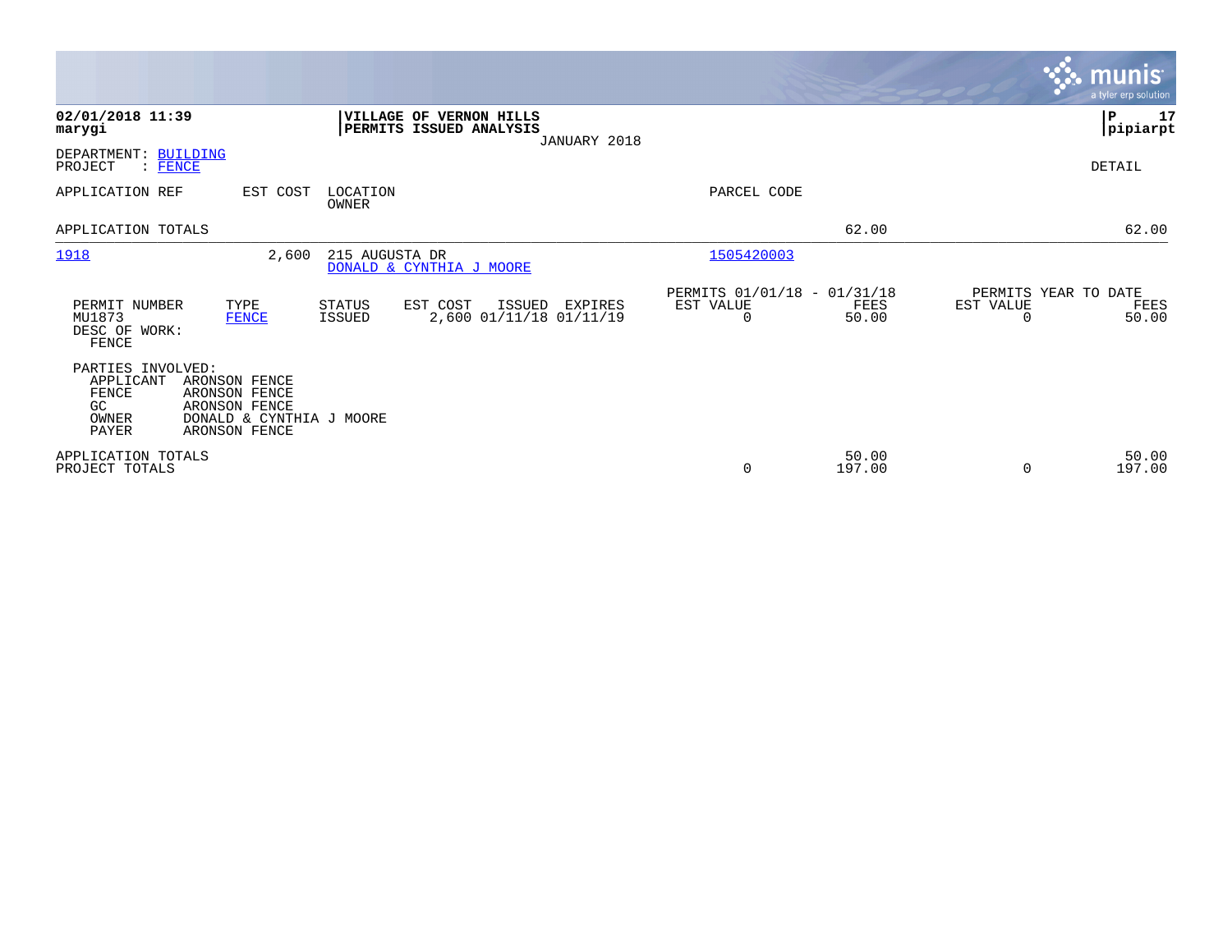**02/01/2018 11:39**
**marygi**

**VILLAGE OF VERNON HILLS**
**PERMITS ISSUED ANALYSIS**
JANUARY 2018

**P 17**
**pipiarpt**

DEPARTMENT: BUILDING
PROJECT : FENCE

DETAIL

| APPLICATION REF | EST COST | LOCATION / OWNER | PARCEL CODE | | |
|---|---|---|---|---|---|
| APPLICATION TOTALS | | | | 62.00 | 62.00 |
| 1918 | 2,600 | 215 AUGUSTA DR / DONALD & CYNTHIA J MOORE | 1505420003 | | |

| PERMIT NUMBER | TYPE | STATUS | EST COST | ISSUED | EXPIRES | PERMITS 01/01/18 - 01/31/18 EST VALUE | FEES | PERMITS YEAR TO DATE EST VALUE | FEES |
|---|---|---|---|---|---|---|---|---|---|
| MU1873 | FENCE | ISSUED | 2,600 | 01/11/18 | 01/11/19 | 0 | 50.00 | 0 | 50.00 |

DESC OF WORK:
FENCE

PARTIES INVOLVED:

| | |
|---|---|
| APPLICANT | ARONSON FENCE |
| FENCE | ARONSON FENCE |
| GC | ARONSON FENCE |
| OWNER | DONALD & CYNTHIA J MOORE |
| PAYER | ARONSON FENCE |

| | EST VALUE | FEES | EST VALUE | FEES |
|---|---|---|---|---|
| APPLICATION TOTALS | | 50.00 | | 50.00 |
| PROJECT TOTALS | 0 | 197.00 | 0 | 197.00 |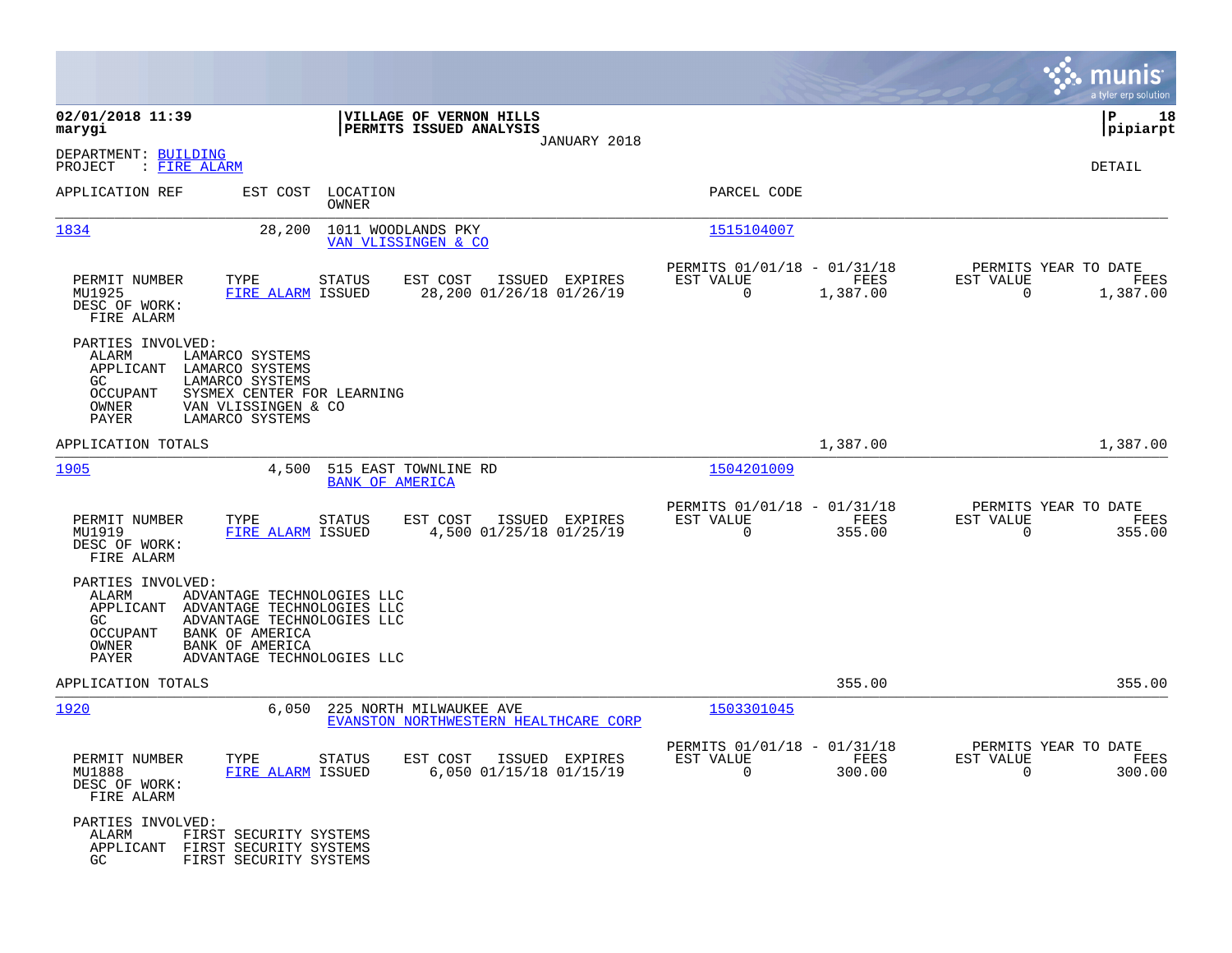**02/01/2018 11:39**
**marygi**

**VILLAGE OF VERNON HILLS**
**PERMITS ISSUED ANALYSIS**
JANUARY 2018

**P 18**
**pipiarpt**

DEPARTMENT: BUILDING
PROJECT : FIRE ALARM

DETAIL

| APPLICATION REF | EST COST | LOCATION / OWNER | PARCEL CODE |
|---|---|---|---|
| 1834 | 28,200 | 1011 WOODLANDS PKY / VAN VLISSINGEN & CO | 1515104007 |

| PERMIT NUMBER | TYPE | STATUS | EST COST | ISSUED | EXPIRES | PERMITS 01/01/18 - 01/31/18 EST VALUE | FEES | PERMITS YEAR TO DATE EST VALUE | FEES |
|---|---|---|---|---|---|---|---|---|---|
| MU1925 | FIRE ALARM | ISSUED | 28,200 | 01/26/18 | 01/26/19 | 0 | 1,387.00 | 0 | 1,387.00 |

DESC OF WORK:
FIRE ALARM

PARTIES INVOLVED:
- ALARM LAMARCO SYSTEMS
- APPLICANT LAMARCO SYSTEMS
- GC LAMARCO SYSTEMS
- OCCUPANT SYSMEX CENTER FOR LEARNING
- OWNER VAN VLISSINGEN & CO
- PAYER LAMARCO SYSTEMS

APPLICATION TOTALS 1,387.00 1,387.00

| APPLICATION REF | EST COST | LOCATION / OWNER | PARCEL CODE |
|---|---|---|---|
| 1905 | 4,500 | 515 EAST TOWNLINE RD / BANK OF AMERICA | 1504201009 |

| PERMIT NUMBER | TYPE | STATUS | EST COST | ISSUED | EXPIRES | PERMITS 01/01/18 - 01/31/18 EST VALUE | FEES | PERMITS YEAR TO DATE EST VALUE | FEES |
|---|---|---|---|---|---|---|---|---|---|
| MU1919 | FIRE ALARM | ISSUED | 4,500 | 01/25/18 | 01/25/19 | 0 | 355.00 | 0 | 355.00 |

DESC OF WORK:
FIRE ALARM

PARTIES INVOLVED:
- ALARM ADVANTAGE TECHNOLOGIES LLC
- APPLICANT ADVANTAGE TECHNOLOGIES LLC
- GC ADVANTAGE TECHNOLOGIES LLC
- OCCUPANT BANK OF AMERICA
- OWNER BANK OF AMERICA
- PAYER ADVANTAGE TECHNOLOGIES LLC

APPLICATION TOTALS 355.00 355.00

| APPLICATION REF | EST COST | LOCATION / OWNER | PARCEL CODE |
|---|---|---|---|
| 1920 | 6,050 | 225 NORTH MILWAUKEE AVE / EVANSTON NORTHWESTERN HEALTHCARE CORP | 1503301045 |

| PERMIT NUMBER | TYPE | STATUS | EST COST | ISSUED | EXPIRES | PERMITS 01/01/18 - 01/31/18 EST VALUE | FEES | PERMITS YEAR TO DATE EST VALUE | FEES |
|---|---|---|---|---|---|---|---|---|---|
| MU1888 | FIRE ALARM | ISSUED | 6,050 | 01/15/18 | 01/15/19 | 0 | 300.00 | 0 | 300.00 |

DESC OF WORK:
FIRE ALARM

PARTIES INVOLVED:
- ALARM FIRST SECURITY SYSTEMS
- APPLICANT FIRST SECURITY SYSTEMS
- GC FIRST SECURITY SYSTEMS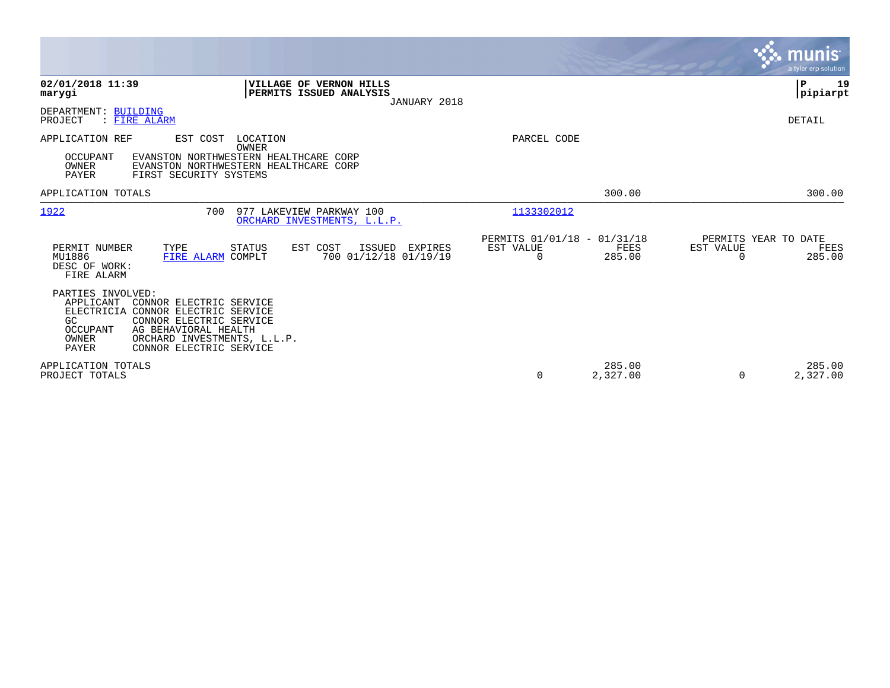02/01/2018 11:39
marygi

**VILLAGE OF VERNON HILLS**
**PERMITS ISSUED ANALYSIS**
JANUARY 2018

P 19
pipiarpt

DEPARTMENT: BUILDING
PROJECT : FIRE ALARM

DETAIL

APPLICATION REF | EST COST | LOCATION / OWNER | PARCEL CODE

OCCUPANT EVANSTON NORTHWESTERN HEALTHCARE CORP
OWNER EVANSTON NORTHWESTERN HEALTHCARE CORP
PAYER FIRST SECURITY SYSTEMS

APPLICATION TOTALS 300.00 300.00

---

1922 | 700 | 977 LAKEVIEW PARKWAY 100 / ORCHARD INVESTMENTS, L.L.P. | 1133302012

| PERMIT NUMBER | TYPE | STATUS | EST COST | ISSUED | EXPIRES | PERMITS 01/01/18 - 01/31/18 EST VALUE | FEES | PERMITS YEAR TO DATE EST VALUE | FEES |
|---|---|---|---|---|---|---|---|---|---|
| MU1886 | FIRE ALARM | COMPLT | 700 | 01/12/18 | 01/19/19 | 0 | 285.00 | 0 | 285.00 |

DESC OF WORK:
FIRE ALARM

PARTIES INVOLVED:
APPLICANT CONNOR ELECTRIC SERVICE
ELECTRICIA CONNOR ELECTRIC SERVICE
GC CONNOR ELECTRIC SERVICE
OCCUPANT AG BEHAVIORAL HEALTH
OWNER ORCHARD INVESTMENTS, L.L.P.
PAYER CONNOR ELECTRIC SERVICE

| | EST VALUE | FEES | YTD EST VALUE | YTD FEES |
|---|---|---|---|---|
| APPLICATION TOTALS | | 285.00 | | 285.00 |
| PROJECT TOTALS | 0 | 2,327.00 | 0 | 2,327.00 |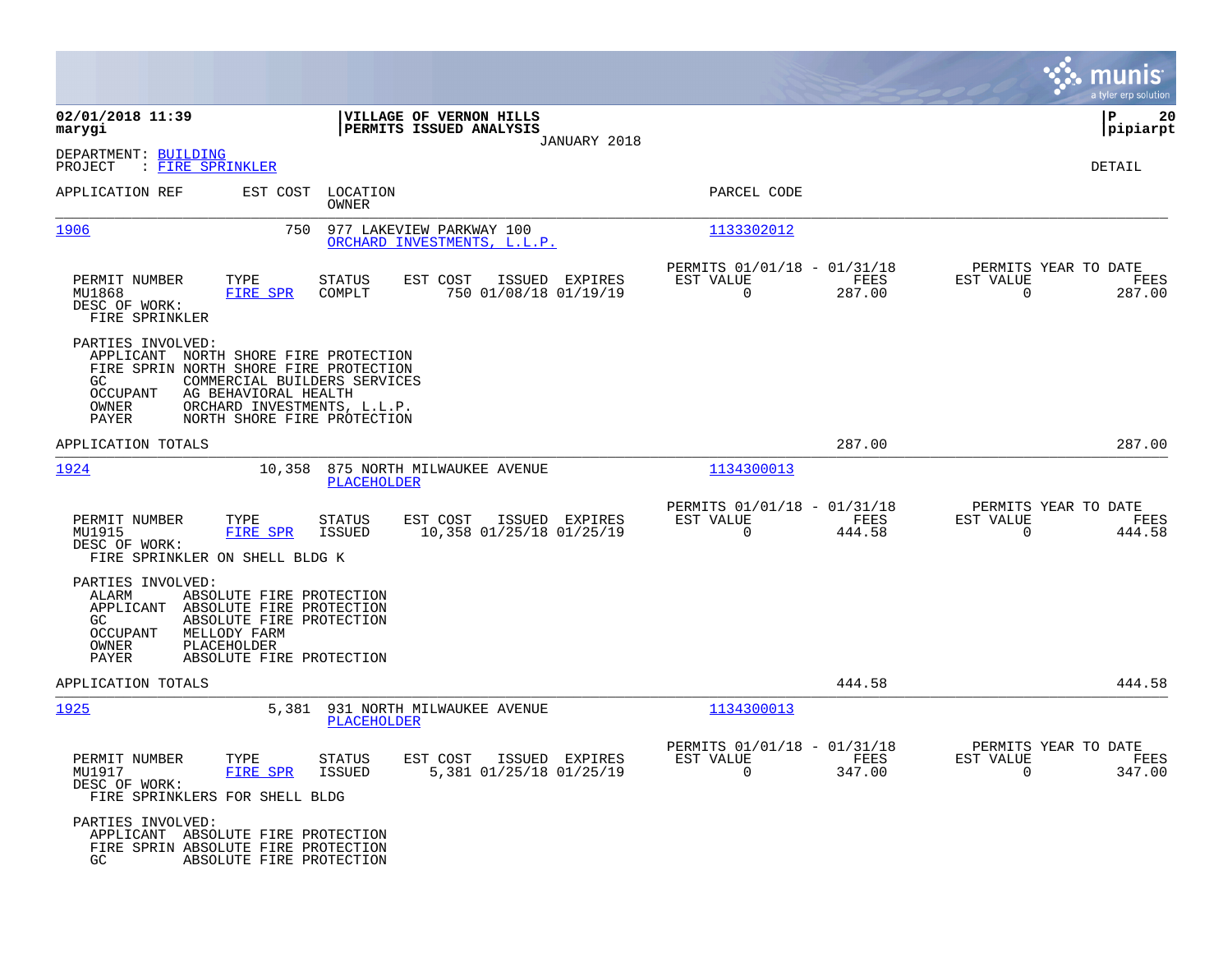02/01/2018 11:39
marygi

**VILLAGE OF VERNON HILLS**
**PERMITS ISSUED ANALYSIS**
JANUARY 2018

P 20
pipiarpt

DEPARTMENT: BUILDING
PROJECT : FIRE SPRINKLER

DETAIL

| APPLICATION REF | EST COST | LOCATION / OWNER | PARCEL CODE |
|---|---|---|---|
| 1906 | 750 | 977 LAKEVIEW PARKWAY 100 / ORCHARD INVESTMENTS, L.L.P. | 1133302012 |

| PERMIT NUMBER | TYPE | STATUS | EST COST | ISSUED | EXPIRES | PERMITS 01/01/18 - 01/31/18 EST VALUE | FEES | PERMITS YEAR TO DATE EST VALUE | FEES |
|---|---|---|---|---|---|---|---|---|---|
| MU1868 | FIRE SPR | COMPLT | 750 | 01/08/18 | 01/19/19 | 0 | 287.00 | 0 | 287.00 |

DESC OF WORK:
FIRE SPRINKLER

PARTIES INVOLVED:
- APPLICANT NORTH SHORE FIRE PROTECTION
- FIRE SPRIN NORTH SHORE FIRE PROTECTION
- GC COMMERCIAL BUILDERS SERVICES
- OCCUPANT AG BEHAVIORAL HEALTH
- OWNER ORCHARD INVESTMENTS, L.L.P.
- PAYER NORTH SHORE FIRE PROTECTION

APPLICATION TOTALS 287.00 287.00

| APPLICATION REF | EST COST | LOCATION / OWNER | PARCEL CODE |
|---|---|---|---|
| 1924 | 10,358 | 875 NORTH MILWAUKEE AVENUE / PLACEHOLDER | 1134300013 |

| PERMIT NUMBER | TYPE | STATUS | EST COST | ISSUED | EXPIRES | PERMITS 01/01/18 - 01/31/18 EST VALUE | FEES | PERMITS YEAR TO DATE EST VALUE | FEES |
|---|---|---|---|---|---|---|---|---|---|
| MU1915 | FIRE SPR | ISSUED | 10,358 | 01/25/18 | 01/25/19 | 0 | 444.58 | 0 | 444.58 |

DESC OF WORK:
FIRE SPRINKLER ON SHELL BLDG K

PARTIES INVOLVED:
- ALARM ABSOLUTE FIRE PROTECTION
- APPLICANT ABSOLUTE FIRE PROTECTION
- GC ABSOLUTE FIRE PROTECTION
- OCCUPANT MELLODY FARM
- OWNER PLACEHOLDER
- PAYER ABSOLUTE FIRE PROTECTION

APPLICATION TOTALS 444.58 444.58

| APPLICATION REF | EST COST | LOCATION / OWNER | PARCEL CODE |
|---|---|---|---|
| 1925 | 5,381 | 931 NORTH MILWAUKEE AVENUE / PLACEHOLDER | 1134300013 |

| PERMIT NUMBER | TYPE | STATUS | EST COST | ISSUED | EXPIRES | PERMITS 01/01/18 - 01/31/18 EST VALUE | FEES | PERMITS YEAR TO DATE EST VALUE | FEES |
|---|---|---|---|---|---|---|---|---|---|
| MU1917 | FIRE SPR | ISSUED | 5,381 | 01/25/18 | 01/25/19 | 0 | 347.00 | 0 | 347.00 |

DESC OF WORK:
FIRE SPRINKLERS FOR SHELL BLDG

PARTIES INVOLVED:
- APPLICANT ABSOLUTE FIRE PROTECTION
- FIRE SPRIN ABSOLUTE FIRE PROTECTION
- GC ABSOLUTE FIRE PROTECTION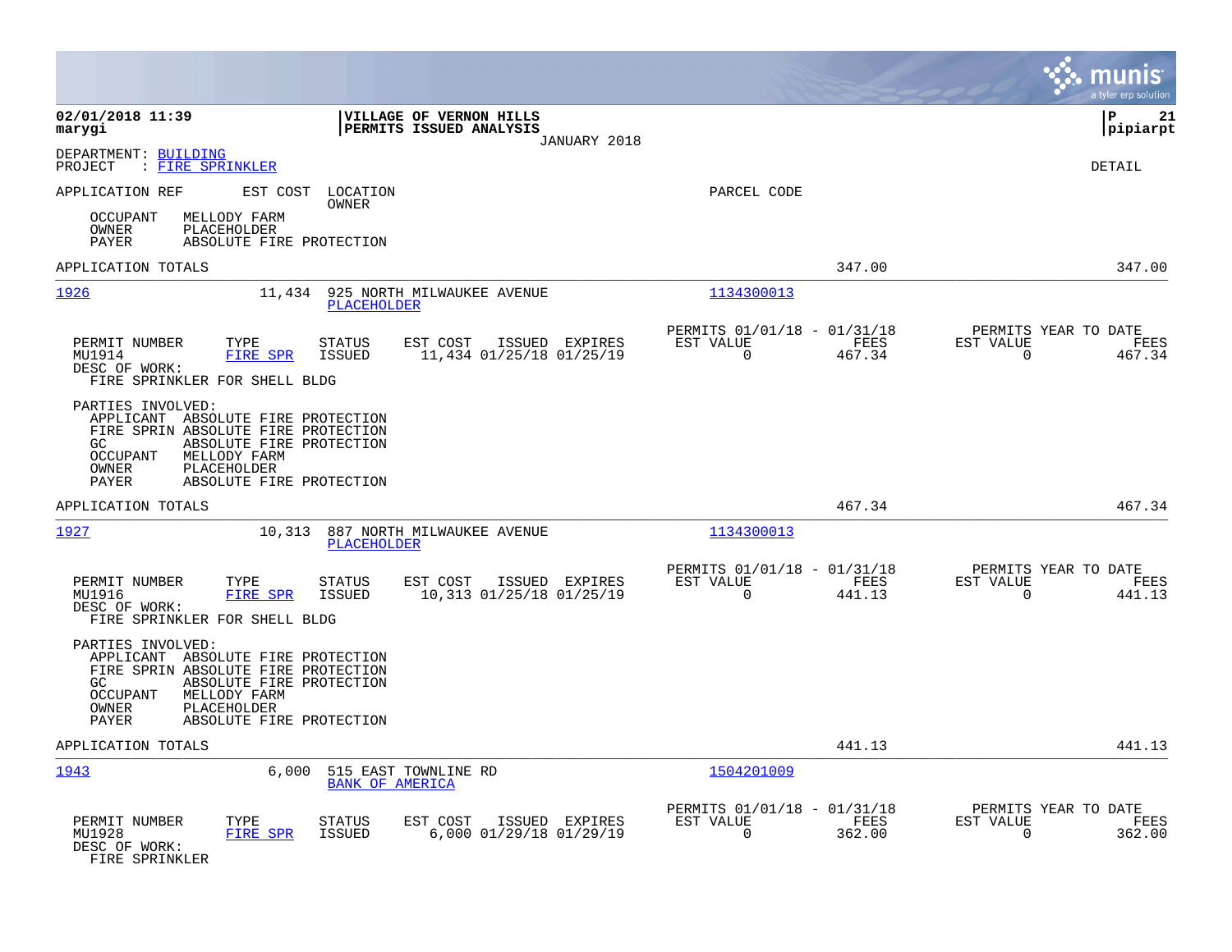02/01/2018 11:39
marygi

VILLAGE OF VERNON HILLS
PERMITS ISSUED ANALYSIS
JANUARY 2018

P 21
pipiarpt

DEPARTMENT: BUILDING
PROJECT : FIRE SPRINKLER

DETAIL

APPLICATION REF    EST COST    LOCATION
OWNER    PARCEL CODE

OCCUPANT    MELLODY FARM
OWNER    PLACEHOLDER
PAYER    ABSOLUTE FIRE PROTECTION

APPLICATION TOTALS    347.00    347.00

---

**1926**    11,434    925 NORTH MILWAUKEE AVENUE    1134300013
PLACEHOLDER

| PERMIT NUMBER | TYPE | STATUS | EST COST | ISSUED | EXPIRES | PERMITS 01/01/18 - 01/31/18 EST VALUE | FEES | PERMITS YEAR TO DATE EST VALUE | FEES |
|---|---|---|---|---|---|---|---|---|---|
| MU1914 | FIRE SPR | ISSUED | 11,434 | 01/25/18 | 01/25/19 | 0 | 467.34 | 0 | 467.34 |

DESC OF WORK:
FIRE SPRINKLER FOR SHELL BLDG

PARTIES INVOLVED:
APPLICANT    ABSOLUTE FIRE PROTECTION
FIRE SPRIN ABSOLUTE FIRE PROTECTION
GC    ABSOLUTE FIRE PROTECTION
OCCUPANT    MELLODY FARM
OWNER    PLACEHOLDER
PAYER    ABSOLUTE FIRE PROTECTION

APPLICATION TOTALS    467.34    467.34

---

**1927**    10,313    887 NORTH MILWAUKEE AVENUE    1134300013
PLACEHOLDER

| PERMIT NUMBER | TYPE | STATUS | EST COST | ISSUED | EXPIRES | PERMITS 01/01/18 - 01/31/18 EST VALUE | FEES | PERMITS YEAR TO DATE EST VALUE | FEES |
|---|---|---|---|---|---|---|---|---|---|
| MU1916 | FIRE SPR | ISSUED | 10,313 | 01/25/18 | 01/25/19 | 0 | 441.13 | 0 | 441.13 |

DESC OF WORK:
FIRE SPRINKLER FOR SHELL BLDG

PARTIES INVOLVED:
APPLICANT    ABSOLUTE FIRE PROTECTION
FIRE SPRIN ABSOLUTE FIRE PROTECTION
GC    ABSOLUTE FIRE PROTECTION
OCCUPANT    MELLODY FARM
OWNER    PLACEHOLDER
PAYER    ABSOLUTE FIRE PROTECTION

APPLICATION TOTALS    441.13    441.13

---

**1943**    6,000    515 EAST TOWNLINE RD    1504201009
BANK OF AMERICA

| PERMIT NUMBER | TYPE | STATUS | EST COST | ISSUED | EXPIRES | PERMITS 01/01/18 - 01/31/18 EST VALUE | FEES | PERMITS YEAR TO DATE EST VALUE | FEES |
|---|---|---|---|---|---|---|---|---|---|
| MU1928 | FIRE SPR | ISSUED | 6,000 | 01/29/18 | 01/29/19 | 0 | 362.00 | 0 | 362.00 |

DESC OF WORK:
FIRE SPRINKLER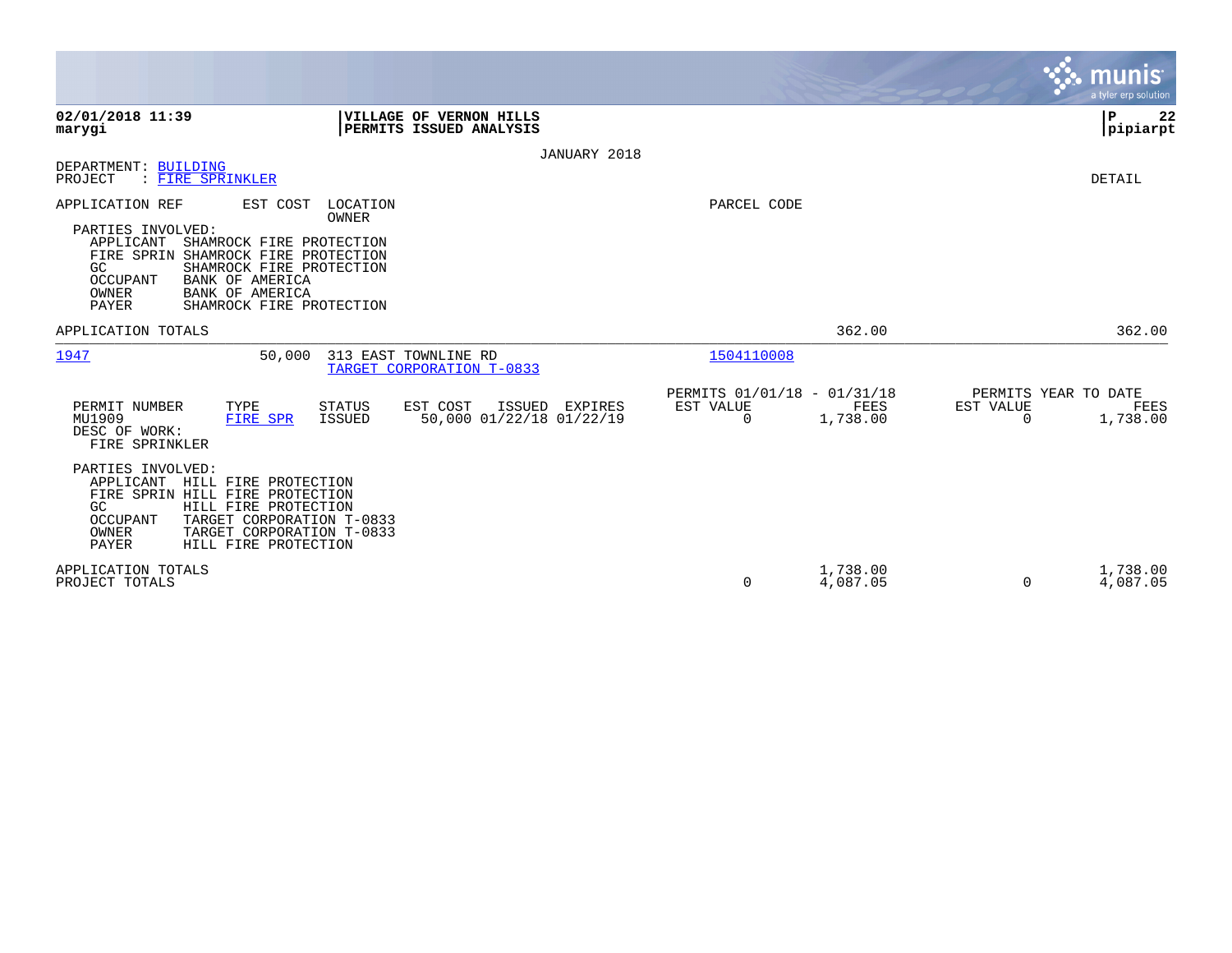**02/01/2018 11:39**
**marygi**

**VILLAGE OF VERNON HILLS**
**PERMITS ISSUED ANALYSIS**

JANUARY 2018

DEPARTMENT: BUILDING
PROJECT : FIRE SPRINKLER

DETAIL

APPLICATION REF | EST COST | LOCATION / OWNER | PARCEL CODE

PARTIES INVOLVED:
- APPLICANT SHAMROCK FIRE PROTECTION
- FIRE SPRIN SHAMROCK FIRE PROTECTION
- GC SHAMROCK FIRE PROTECTION
- OCCUPANT BANK OF AMERICA
- OWNER BANK OF AMERICA
- PAYER SHAMROCK FIRE PROTECTION

APPLICATION TOTALS — 362.00 — 362.00

---

1947 — 50,000 — 313 EAST TOWNLINE RD — TARGET CORPORATION T-0833 — 1504110008

| PERMIT NUMBER | TYPE | STATUS | EST COST | ISSUED | EXPIRES | PERMITS 01/01/18 - 01/31/18 EST VALUE | FEES | PERMITS YEAR TO DATE EST VALUE | FEES |
|---|---|---|---|---|---|---|---|---|---|
| MU1909 | FIRE SPR | ISSUED | 50,000 | 01/22/18 | 01/22/19 | 0 | 1,738.00 | 0 | 1,738.00 |

DESC OF WORK:
FIRE SPRINKLER

PARTIES INVOLVED:
- APPLICANT HILL FIRE PROTECTION
- FIRE SPRIN HILL FIRE PROTECTION
- GC HILL FIRE PROTECTION
- OCCUPANT TARGET CORPORATION T-0833
- OWNER TARGET CORPORATION T-0833
- PAYER HILL FIRE PROTECTION

| | EST VALUE | FEES | EST VALUE (YTD) | FEES (YTD) |
|---|---|---|---|---|
| APPLICATION TOTALS | | 1,738.00 | | 1,738.00 |
| PROJECT TOTALS | 0 | 4,087.05 | 0 | 4,087.05 |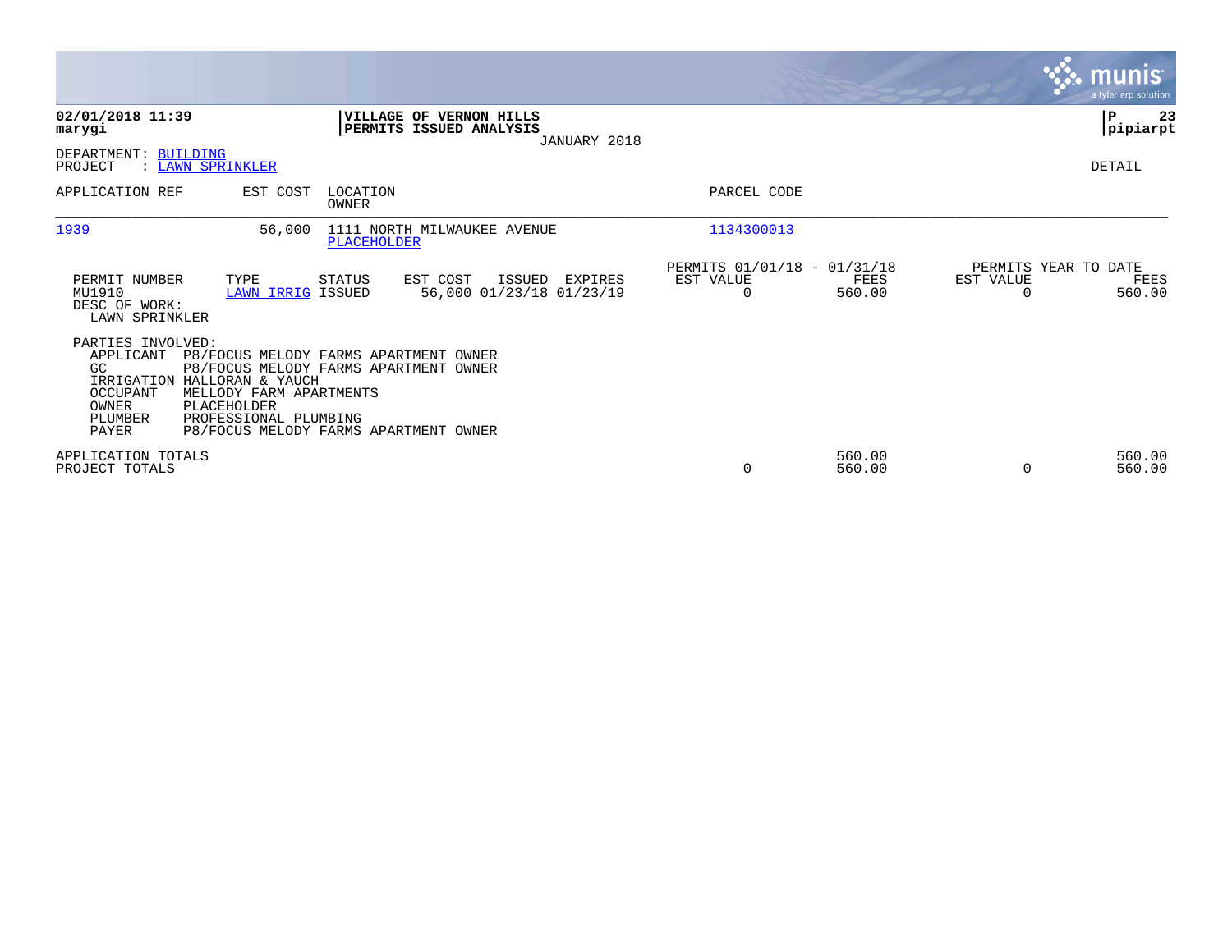**02/01/2018 11:39**
**marygi**

**VILLAGE OF VERNON HILLS**
**PERMITS ISSUED ANALYSIS**
JANUARY 2018

**P 23**
**pipiarpt**

DEPARTMENT: BUILDING
PROJECT : LAWN SPRINKLER

DETAIL

| APPLICATION REF | EST COST | LOCATION / OWNER | PARCEL CODE |
|---|---|---|---|
| 1939 | 56,000 | 1111 NORTH MILWAUKEE AVENUE / PLACEHOLDER | 1134300013 |

| PERMIT NUMBER | TYPE | STATUS | EST COST | ISSUED | EXPIRES | PERMITS 01/01/18 - 01/31/18 EST VALUE | FEES | PERMITS YEAR TO DATE EST VALUE | FEES |
|---|---|---|---|---|---|---|---|---|---|
| MU1910 | LAWN IRRIG | ISSUED | 56,000 | 01/23/18 | 01/23/19 | 0 | 560.00 | 0 | 560.00 |

DESC OF WORK:
LAWN SPRINKLER

PARTIES INVOLVED:

| | |
|---|---|
| APPLICANT | P8/FOCUS MELODY FARMS APARTMENT OWNER |
| GC | P8/FOCUS MELODY FARMS APARTMENT OWNER |
| IRRIGATION | HALLORAN & YAUCH |
| OCCUPANT | MELLODY FARM APARTMENTS |
| OWNER | PLACEHOLDER |
| PLUMBER | PROFESSIONAL PLUMBING |
| PAYER | P8/FOCUS MELODY FARMS APARTMENT OWNER |

| | EST VALUE | FEES | EST VALUE | FEES |
|---|---|---|---|---|
| APPLICATION TOTALS | | 560.00 | | 560.00 |
| PROJECT TOTALS | 0 | 560.00 | 0 | 560.00 |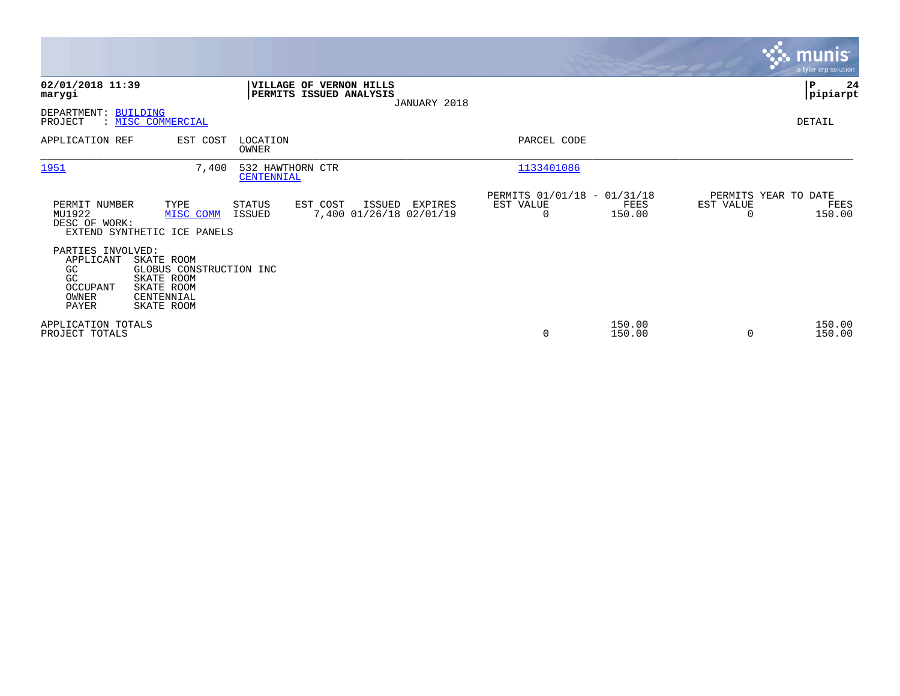**02/01/2018 11:39**
**marygi**

**VILLAGE OF VERNON HILLS**
**PERMITS ISSUED ANALYSIS**
JANUARY 2018

**P 24**
**pipiarpt**

DEPARTMENT: BUILDING
PROJECT : MISC COMMERCIAL

DETAIL

| APPLICATION REF | EST COST | LOCATION / OWNER | PARCEL CODE |
|---|---|---|---|
| 1951 | 7,400 | 532 HAWTHORN CTR / CENTENNIAL | 1133401086 |

| PERMIT NUMBER | TYPE | STATUS | EST COST | ISSUED | EXPIRES | PERMITS 01/01/18 - 01/31/18 EST VALUE | FEES | PERMITS YEAR TO DATE EST VALUE | FEES |
|---|---|---|---|---|---|---|---|---|---|
| MU1922 | MISC COMM | ISSUED | 7,400 | 01/26/18 | 02/01/19 | 0 | 150.00 | 0 | 150.00 |

DESC OF WORK:
EXTEND SYNTHETIC ICE PANELS

PARTIES INVOLVED:

| | |
|---|---|
| APPLICANT | SKATE ROOM |
| GC | GLOBUS CONSTRUCTION INC |
| GC | SKATE ROOM |
| OCCUPANT | SKATE ROOM |
| OWNER | CENTENNIAL |
| PAYER | SKATE ROOM |

| | EST VALUE | FEES | YTD EST VALUE | YTD FEES |
|---|---|---|---|---|
| APPLICATION TOTALS | | 150.00 | | 150.00 |
| PROJECT TOTALS | 0 | 150.00 | 0 | 150.00 |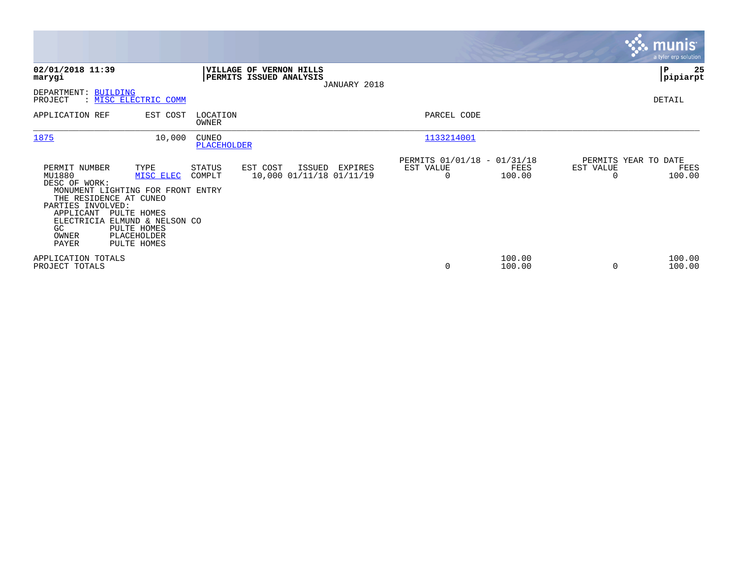**02/01/2018 11:39**
**marygi**

**VILLAGE OF VERNON HILLS**
**PERMITS ISSUED ANALYSIS**
JANUARY 2018

**P 25**
**pipiarpt**

DEPARTMENT: BUILDING
PROJECT : MISC ELECTRIC COMM

DETAIL

| APPLICATION REF | EST COST | LOCATION OWNER | PARCEL CODE |
|---|---|---|---|
| 1875 | 10,000 | CUNEO PLACEHOLDER | 1133214001 |

| PERMIT NUMBER | TYPE | STATUS | EST COST | ISSUED | EXPIRES | PERMITS 01/01/18 - 01/31/18 EST VALUE | FEES | PERMITS YEAR TO DATE EST VALUE | FEES |
|---|---|---|---|---|---|---|---|---|---|
| MU1880 | MISC ELEC | COMPLT | 10,000 | 01/11/18 | 01/11/19 | 0 | 100.00 | 0 | 100.00 |

DESC OF WORK:
MONUMENT LIGHTING FOR FRONT ENTRY
THE RESIDENCE AT CUNEO

PARTIES INVOLVED:

| | |
|---|---|
| APPLICANT | PULTE HOMES |
| ELECTRICIA | ELMUND & NELSON CO |
| GC | PULTE HOMES |
| OWNER | PLACEHOLDER |
| PAYER | PULTE HOMES |

| | EST VALUE | FEES | YTD EST VALUE | YTD FEES |
|---|---|---|---|---|
| APPLICATION TOTALS | | 100.00 | | 100.00 |
| PROJECT TOTALS | 0 | 100.00 | 0 | 100.00 |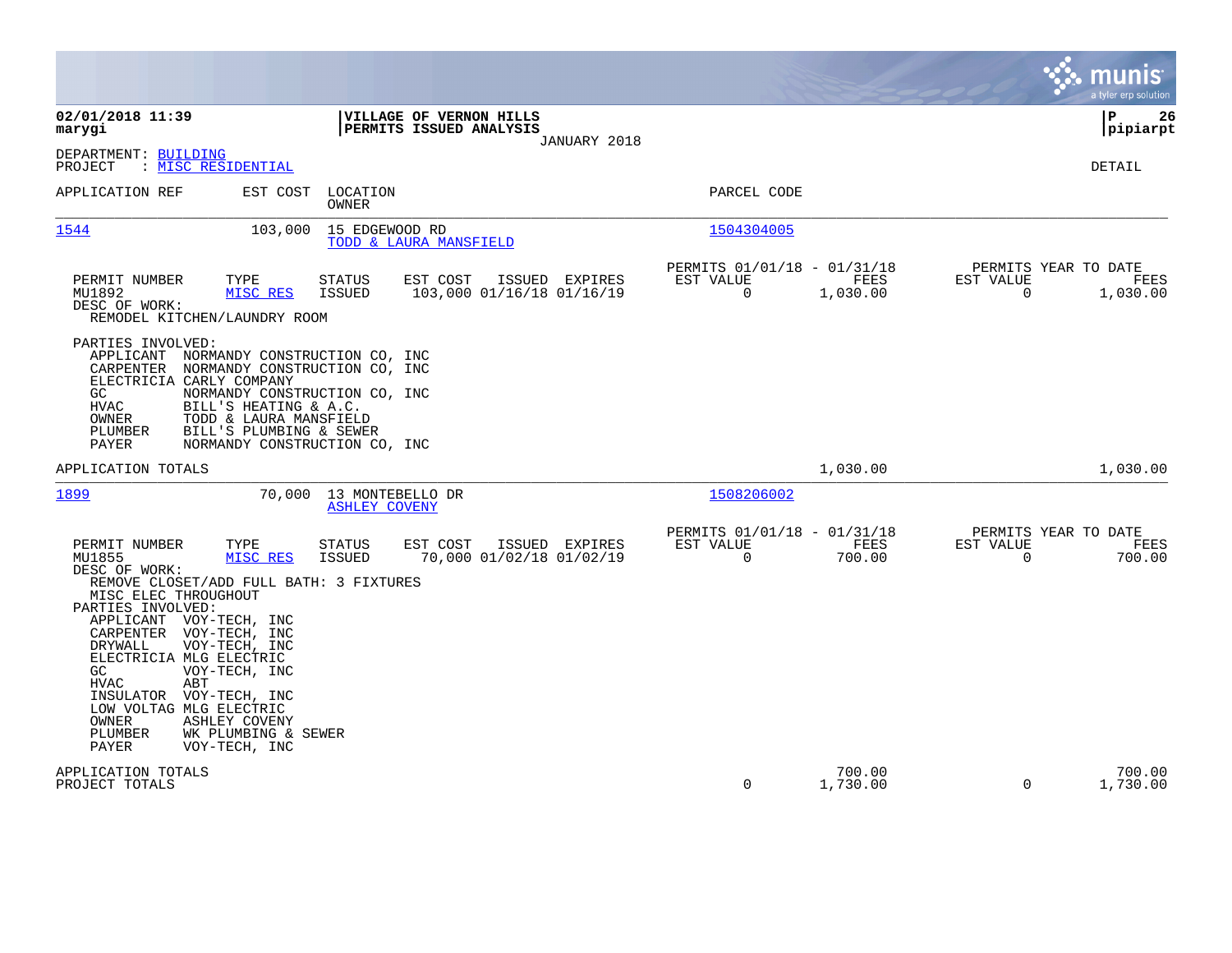02/01/2018 11:39
marygi

**VILLAGE OF VERNON HILLS**
**PERMITS ISSUED ANALYSIS**
JANUARY 2018

P 26
pipiarpt

DEPARTMENT: BUILDING
PROJECT : MISC RESIDENTIAL

DETAIL

| APPLICATION REF | EST COST | LOCATION / OWNER | PARCEL CODE |
|---|---|---|---|
| 1544 | 103,000 | 15 EDGEWOOD RD / TODD & LAURA MANSFIELD | 1504304005 |

| PERMIT NUMBER | TYPE | STATUS | EST COST | ISSUED | EXPIRES | PERMITS 01/01/18 - 01/31/18 EST VALUE | FEES | PERMITS YEAR TO DATE EST VALUE | FEES |
|---|---|---|---|---|---|---|---|---|---|
| MU1892 | MISC RES | ISSUED | 103,000 | 01/16/18 | 01/16/19 | 0 | 1,030.00 | 0 | 1,030.00 |

DESC OF WORK:
REMODEL KITCHEN/LAUNDRY ROOM

PARTIES INVOLVED:
- APPLICANT NORMANDY CONSTRUCTION CO, INC
- CARPENTER NORMANDY CONSTRUCTION CO, INC
- ELECTRICIA CARLY COMPANY
- GC NORMANDY CONSTRUCTION CO, INC
- HVAC BILL'S HEATING & A.C.
- OWNER TODD & LAURA MANSFIELD
- PLUMBER BILL'S PLUMBING & SEWER
- PAYER NORMANDY CONSTRUCTION CO, INC

APPLICATION TOTALS — 1,030.00 — 1,030.00

| APPLICATION REF | EST COST | LOCATION / OWNER | PARCEL CODE |
|---|---|---|---|
| 1899 | 70,000 | 13 MONTEBELLO DR / ASHLEY COVENY | 1508206002 |

| PERMIT NUMBER | TYPE | STATUS | EST COST | ISSUED | EXPIRES | PERMITS 01/01/18 - 01/31/18 EST VALUE | FEES | PERMITS YEAR TO DATE EST VALUE | FEES |
|---|---|---|---|---|---|---|---|---|---|
| MU1855 | MISC RES | ISSUED | 70,000 | 01/02/18 | 01/02/19 | 0 | 700.00 | 0 | 700.00 |

DESC OF WORK:
REMOVE CLOSET/ADD FULL BATH: 3 FIXTURES
MISC ELEC THROUGHOUT

PARTIES INVOLVED:
- APPLICANT VOY-TECH, INC
- CARPENTER VOY-TECH, INC
- DRYWALL VOY-TECH, INC
- ELECTRICIA MLG ELECTRIC
- GC VOY-TECH, INC
- HVAC ABT
- INSULATOR VOY-TECH, INC
- LOW VOLTAG MLG ELECTRIC
- OWNER ASHLEY COVENY
- PLUMBER WK PLUMBING & SEWER
- PAYER VOY-TECH, INC

| | EST VALUE | FEES | YTD EST VALUE | YTD FEES |
|---|---|---|---|---|
| APPLICATION TOTALS | | 700.00 | | 700.00 |
| PROJECT TOTALS | 0 | 1,730.00 | 0 | 1,730.00 |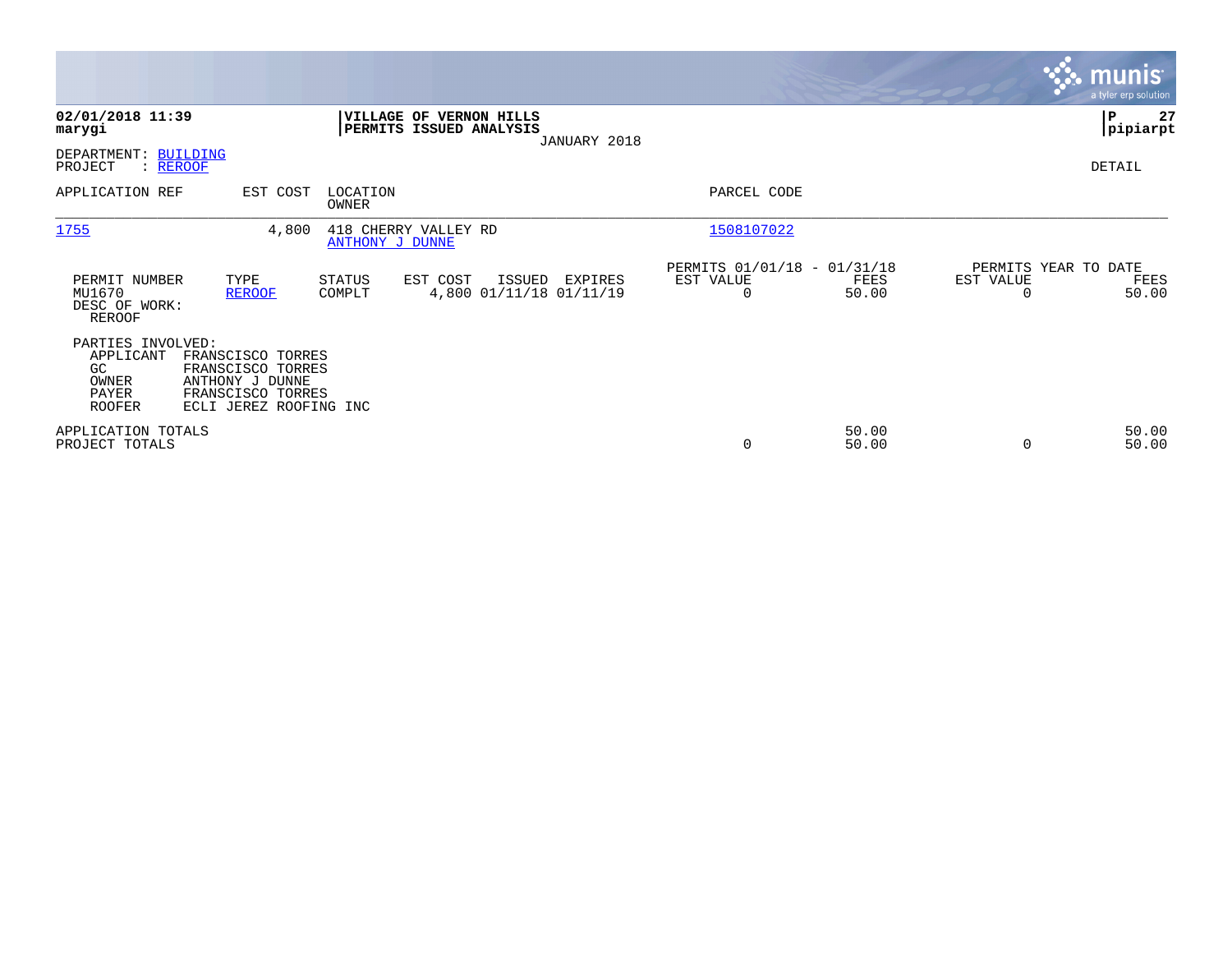**02/01/2018 11:39**
**marygi**

**VILLAGE OF VERNON HILLS**
**PERMITS ISSUED ANALYSIS**
JANUARY 2018

**P 27**
**pipiarpt**

DEPARTMENT: BUILDING
PROJECT : REROOF

DETAIL

| APPLICATION REF | EST COST | LOCATION / OWNER | PARCEL CODE |
|---|---|---|---|
| 1755 | 4,800 | 418 CHERRY VALLEY RD / ANTHONY J DUNNE | 1508107022 |

| PERMIT NUMBER | TYPE | STATUS | EST COST | ISSUED | EXPIRES | PERMITS 01/01/18 - 01/31/18 EST VALUE | FEES | PERMITS YEAR TO DATE EST VALUE | FEES |
|---|---|---|---|---|---|---|---|---|---|
| MU1670 | REROOF | COMPLT | 4,800 | 01/11/18 | 01/11/19 | 0 | 50.00 | 0 | 50.00 |

DESC OF WORK:
REROOF

PARTIES INVOLVED:

| | |
|---|---|
| APPLICANT | FRANSCISCO TORRES |
| GC | FRANSCISCO TORRES |
| OWNER | ANTHONY J DUNNE |
| PAYER | FRANSCISCO TORRES |
| ROOFER | ECLI JEREZ ROOFING INC |

| | EST VALUE | FEES | EST VALUE | FEES |
|---|---|---|---|---|
| APPLICATION TOTALS | | 50.00 | | 50.00 |
| PROJECT TOTALS | 0 | 50.00 | 0 | 50.00 |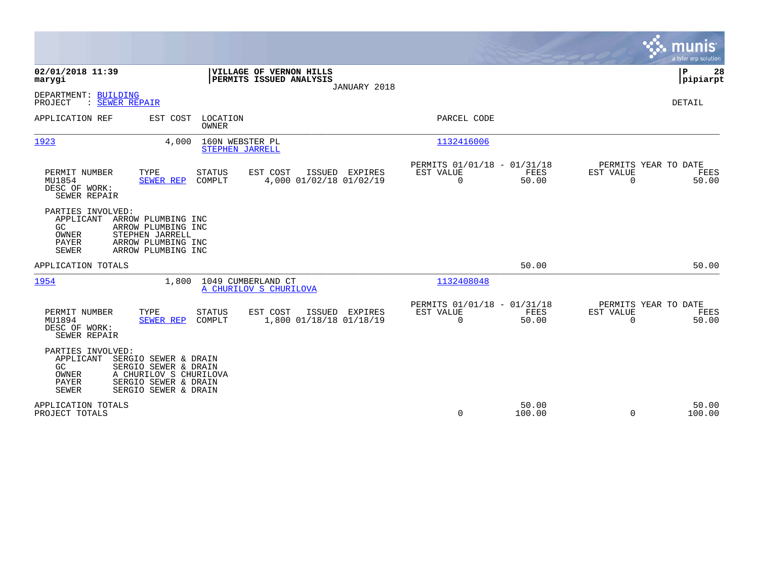**02/01/2018 11:39**
**marygi**

**VILLAGE OF VERNON HILLS**
**PERMITS ISSUED ANALYSIS**
JANUARY 2018

**P 28**
**pipiarpt**

DEPARTMENT: BUILDING
PROJECT : SEWER REPAIR

DETAIL

| APPLICATION REF | EST COST | LOCATION / OWNER | PARCEL CODE |
|---|---|---|---|
| 1923 | 4,000 | 160N WEBSTER PL / STEPHEN JARRELL | 1132416006 |

| PERMIT NUMBER | TYPE | STATUS | EST COST | ISSUED | EXPIRES | PERMITS 01/01/18 - 01/31/18 EST VALUE | FEES | PERMITS YEAR TO DATE EST VALUE | FEES |
|---|---|---|---|---|---|---|---|---|---|
| MU1854 | SEWER REP | COMPLT | 4,000 | 01/02/18 | 01/02/19 | 0 | 50.00 | 0 | 50.00 |

DESC OF WORK:
SEWER REPAIR

PARTIES INVOLVED:

| Role | Name |
|---|---|
| APPLICANT | ARROW PLUMBING INC |
| GC | ARROW PLUMBING INC |
| OWNER | STEPHEN JARRELL |
| PAYER | ARROW PLUMBING INC |
| SEWER | ARROW PLUMBING INC |

APPLICATION TOTALS 50.00 50.00

| APPLICATION REF | EST COST | LOCATION / OWNER | PARCEL CODE |
|---|---|---|---|
| 1954 | 1,800 | 1049 CUMBERLAND CT / A CHURILOV S CHURILOVA | 1132408048 |

| PERMIT NUMBER | TYPE | STATUS | EST COST | ISSUED | EXPIRES | PERMITS 01/01/18 - 01/31/18 EST VALUE | FEES | PERMITS YEAR TO DATE EST VALUE | FEES |
|---|---|---|---|---|---|---|---|---|---|
| MU1894 | SEWER REP | COMPLT | 1,800 | 01/18/18 | 01/18/19 | 0 | 50.00 | 0 | 50.00 |

DESC OF WORK:
SEWER REPAIR

PARTIES INVOLVED:

| Role | Name |
|---|---|
| APPLICANT | SERGIO SEWER & DRAIN |
| GC | SERGIO SEWER & DRAIN |
| OWNER | A CHURILOV S CHURILOVA |
| PAYER | SERGIO SEWER & DRAIN |
| SEWER | SERGIO SEWER & DRAIN |

| | EST VALUE | FEES | YTD EST VALUE | YTD FEES |
|---|---|---|---|---|
| APPLICATION TOTALS | | 50.00 | | 50.00 |
| PROJECT TOTALS | 0 | 100.00 | 0 | 100.00 |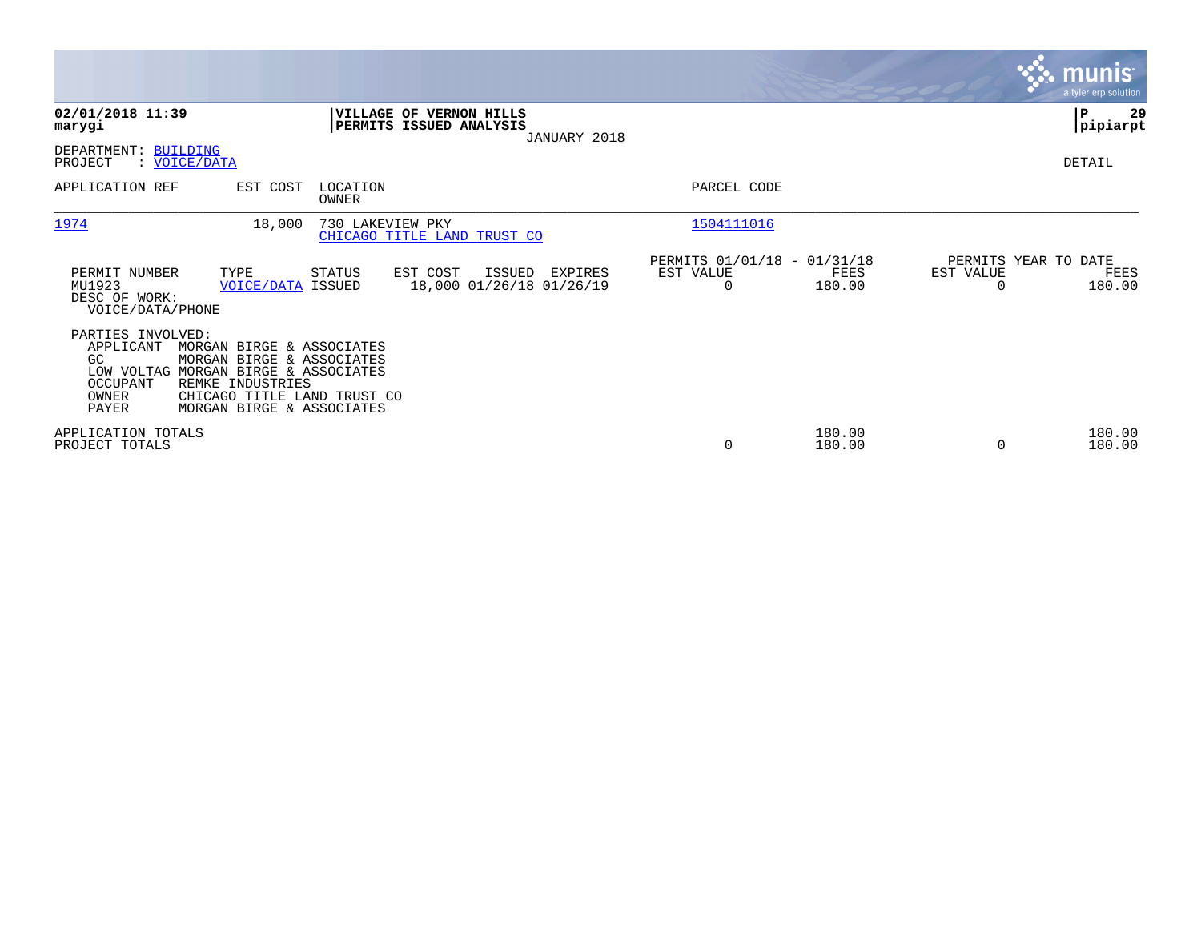**02/01/2018 11:39**
**marygi**

**VILLAGE OF VERNON HILLS**
**PERMITS ISSUED ANALYSIS**
JANUARY 2018

**P 29**
**pipiarpt**

DEPARTMENT: BUILDING
PROJECT : VOICE/DATA

DETAIL

| APPLICATION REF | EST COST | LOCATION / OWNER | PARCEL CODE |
|---|---|---|---|
| 1974 | 18,000 | 730 LAKEVIEW PKY / CHICAGO TITLE LAND TRUST CO | 1504111016 |

| PERMIT NUMBER | TYPE | STATUS | EST COST | ISSUED | EXPIRES | PERMITS 01/01/18 - 01/31/18 EST VALUE | FEES | PERMITS YEAR TO DATE EST VALUE | FEES |
|---|---|---|---|---|---|---|---|---|---|
| MU1923 | VOICE/DATA | ISSUED | 18,000 | 01/26/18 | 01/26/19 | 0 | 180.00 | 0 | 180.00 |

DESC OF WORK:
VOICE/DATA/PHONE

PARTIES INVOLVED:

| | |
|---|---|
| APPLICANT | MORGAN BIRGE & ASSOCIATES |
| GC | MORGAN BIRGE & ASSOCIATES |
| LOW VOLTAG | MORGAN BIRGE & ASSOCIATES |
| OCCUPANT | REMKE INDUSTRIES |
| OWNER | CHICAGO TITLE LAND TRUST CO |
| PAYER | MORGAN BIRGE & ASSOCIATES |

| | EST VALUE | FEES | YTD EST VALUE | YTD FEES |
|---|---|---|---|---|
| APPLICATION TOTALS | | 180.00 | | 180.00 |
| PROJECT TOTALS | 0 | 180.00 | 0 | 180.00 |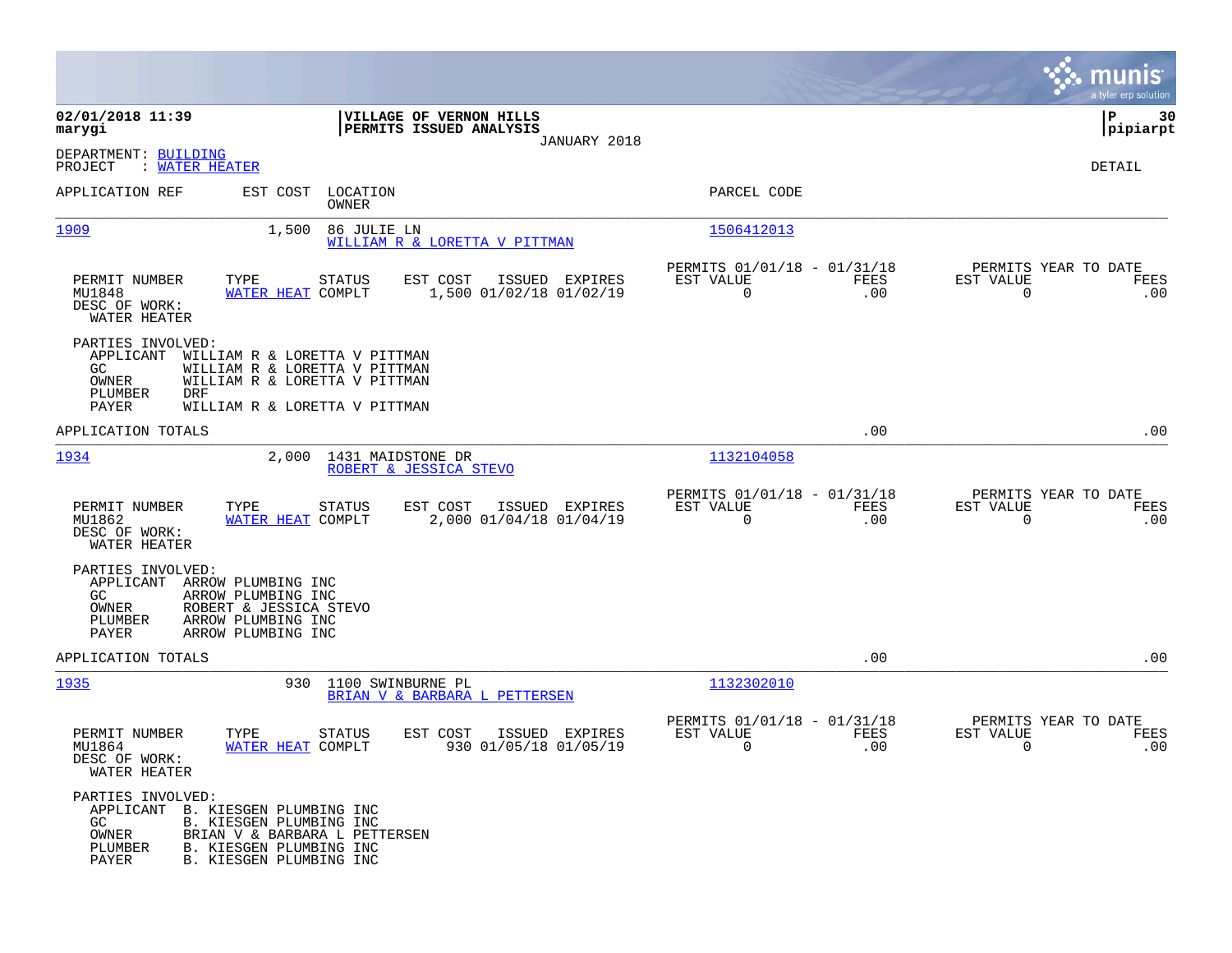**02/01/2018 11:39**
**marygi**

**VILLAGE OF VERNON HILLS**
**PERMITS ISSUED ANALYSIS**
JANUARY 2018

**pipiarpt**

DEPARTMENT: BUILDING
PROJECT : WATER HEATER

DETAIL

| APPLICATION REF | EST COST | LOCATION / OWNER | PARCEL CODE |
|---|---|---|---|
| 1909 | 1,500 | 86 JULIE LN / WILLIAM R & LORETTA V PITTMAN | 1506412013 |

| PERMIT NUMBER | TYPE | STATUS | EST COST | ISSUED | EXPIRES | PERMITS 01/01/18 - 01/31/18 EST VALUE | FEES | PERMITS YEAR TO DATE EST VALUE | FEES |
|---|---|---|---|---|---|---|---|---|---|
| MU1848 | WATER HEAT | COMPLT | 1,500 | 01/02/18 | 01/02/19 | 0 | .00 | 0 | .00 |

DESC OF WORK:
WATER HEATER

PARTIES INVOLVED:
- APPLICANT WILLIAM R & LORETTA V PITTMAN
- GC WILLIAM R & LORETTA V PITTMAN
- OWNER WILLIAM R & LORETTA V PITTMAN
- PLUMBER DRF
- PAYER WILLIAM R & LORETTA V PITTMAN

APPLICATION TOTALS .00 .00

| APPLICATION REF | EST COST | LOCATION / OWNER | PARCEL CODE |
|---|---|---|---|
| 1934 | 2,000 | 1431 MAIDSTONE DR / ROBERT & JESSICA STEVO | 1132104058 |

| PERMIT NUMBER | TYPE | STATUS | EST COST | ISSUED | EXPIRES | PERMITS 01/01/18 - 01/31/18 EST VALUE | FEES | PERMITS YEAR TO DATE EST VALUE | FEES |
|---|---|---|---|---|---|---|---|---|---|
| MU1862 | WATER HEAT | COMPLT | 2,000 | 01/04/18 | 01/04/19 | 0 | .00 | 0 | .00 |

DESC OF WORK:
WATER HEATER

PARTIES INVOLVED:
- APPLICANT ARROW PLUMBING INC
- GC ARROW PLUMBING INC
- OWNER ROBERT & JESSICA STEVO
- PLUMBER ARROW PLUMBING INC
- PAYER ARROW PLUMBING INC

APPLICATION TOTALS .00 .00

| APPLICATION REF | EST COST | LOCATION / OWNER | PARCEL CODE |
|---|---|---|---|
| 1935 | 930 | 1100 SWINBURNE PL / BRIAN V & BARBARA L PETTERSEN | 1132302010 |

| PERMIT NUMBER | TYPE | STATUS | EST COST | ISSUED | EXPIRES | PERMITS 01/01/18 - 01/31/18 EST VALUE | FEES | PERMITS YEAR TO DATE EST VALUE | FEES |
|---|---|---|---|---|---|---|---|---|---|
| MU1864 | WATER HEAT | COMPLT | 930 | 01/05/18 | 01/05/19 | 0 | .00 | 0 | .00 |

DESC OF WORK:
WATER HEATER

PARTIES INVOLVED:
- APPLICANT B. KIESGEN PLUMBING INC
- GC B. KIESGEN PLUMBING INC
- OWNER BRIAN V & BARBARA L PETTERSEN
- PLUMBER B. KIESGEN PLUMBING INC
- PAYER B. KIESGEN PLUMBING INC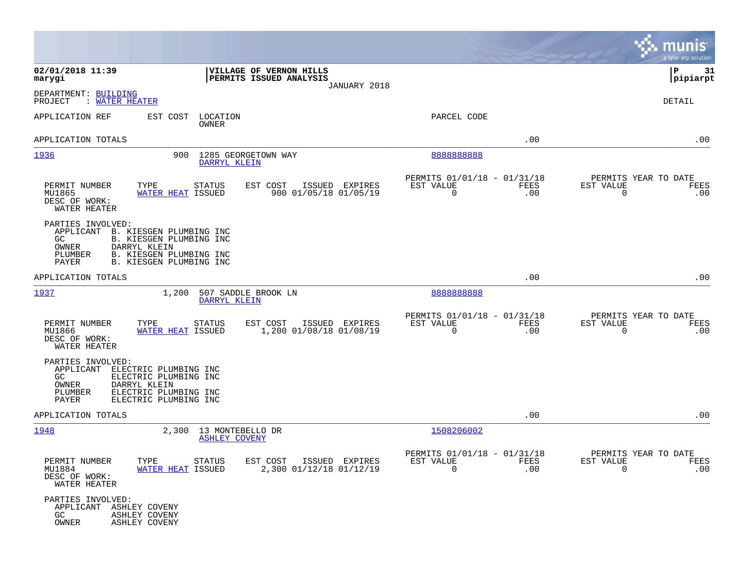02/01/2018 11:39 **VILLAGE OF VERNON HILLS** P 31
marygi **PERMITS ISSUED ANALYSIS** pipiarpt
JANUARY 2018

DEPARTMENT: BUILDING
PROJECT : WATER HEATER

DETAIL

| APPLICATION REF | EST COST | LOCATION / OWNER | PARCEL CODE | | |
|---|---|---|---|---|---|
| APPLICATION TOTALS | | | | .00 | .00 |

**1936** — EST COST 900 — 1285 GEORGETOWN WAY — DARRYL KLEIN — PARCEL CODE 8888888888

| PERMIT NUMBER | TYPE | STATUS | EST COST | ISSUED | EXPIRES | PERMITS 01/01/18 - 01/31/18 EST VALUE | FEES | PERMITS YEAR TO DATE EST VALUE | FEES |
|---|---|---|---|---|---|---|---|---|---|
| MU1865 | WATER HEAT | ISSUED | 900 | 01/05/18 | 01/05/19 | 0 | .00 | 0 | .00 |

DESC OF WORK:
WATER HEATER

PARTIES INVOLVED:
- APPLICANT B. KIESGEN PLUMBING INC
- GC B. KIESGEN PLUMBING INC
- OWNER DARRYL KLEIN
- PLUMBER B. KIESGEN PLUMBING INC
- PAYER B. KIESGEN PLUMBING INC

APPLICATION TOTALS .00 .00

**1937** — EST COST 1,200 — 507 SADDLE BROOK LN — DARRYL KLEIN — PARCEL CODE 8888888888

| PERMIT NUMBER | TYPE | STATUS | EST COST | ISSUED | EXPIRES | PERMITS 01/01/18 - 01/31/18 EST VALUE | FEES | PERMITS YEAR TO DATE EST VALUE | FEES |
|---|---|---|---|---|---|---|---|---|---|
| MU1866 | WATER HEAT | ISSUED | 1,200 | 01/08/18 | 01/08/19 | 0 | .00 | 0 | .00 |

DESC OF WORK:
WATER HEATER

PARTIES INVOLVED:
- APPLICANT ELECTRIC PLUMBING INC
- GC ELECTRIC PLUMBING INC
- OWNER DARRYL KLEIN
- PLUMBER ELECTRIC PLUMBING INC
- PAYER ELECTRIC PLUMBING INC

APPLICATION TOTALS .00 .00

**1948** — EST COST 2,300 — 13 MONTEBELLO DR — ASHLEY COVENY — PARCEL CODE 1508206002

| PERMIT NUMBER | TYPE | STATUS | EST COST | ISSUED | EXPIRES | PERMITS 01/01/18 - 01/31/18 EST VALUE | FEES | PERMITS YEAR TO DATE EST VALUE | FEES |
|---|---|---|---|---|---|---|---|---|---|
| MU1884 | WATER HEAT | ISSUED | 2,300 | 01/12/18 | 01/12/19 | 0 | .00 | 0 | .00 |

DESC OF WORK:
WATER HEATER

PARTIES INVOLVED:
- APPLICANT ASHLEY COVENY
- GC ASHLEY COVENY
- OWNER ASHLEY COVENY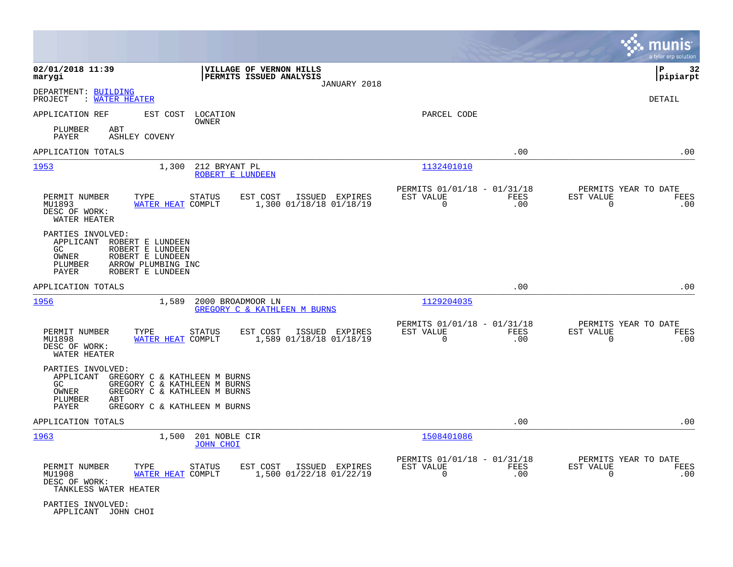DEPARTMENT: BUILDING
PROJECT : WATER HEATER

DETAIL

APPLICATION REF | EST COST | LOCATION / OWNER | PARCEL CODE

PLUMBER ABT
PAYER ASHLEY COVENY

APPLICATION TOTALS .00 .00

---

**1953** | 1,300 | 212 BRYANT PL | 1132401010
ROBERT E LUNDEEN

| PERMIT NUMBER | TYPE | STATUS | EST COST | ISSUED | EXPIRES | PERMITS 01/01/18 - 01/31/18 EST VALUE | FEES | PERMITS YEAR TO DATE EST VALUE | FEES |
|---|---|---|---|---|---|---|---|---|---|
| MU1893 | WATER HEAT | COMPLT | 1,300 | 01/18/18 | 01/18/19 | 0 | .00 | 0 | .00 |

DESC OF WORK:
WATER HEATER

PARTIES INVOLVED:
APPLICANT ROBERT E LUNDEEN
GC ROBERT E LUNDEEN
OWNER ROBERT E LUNDEEN
PLUMBER ARROW PLUMBING INC
PAYER ROBERT E LUNDEEN

APPLICATION TOTALS .00 .00

---

**1956** | 1,589 | 2000 BROADMOOR LN | 1129204035
GREGORY C & KATHLEEN M BURNS

| PERMIT NUMBER | TYPE | STATUS | EST COST | ISSUED | EXPIRES | PERMITS 01/01/18 - 01/31/18 EST VALUE | FEES | PERMITS YEAR TO DATE EST VALUE | FEES |
|---|---|---|---|---|---|---|---|---|---|
| MU1898 | WATER HEAT | COMPLT | 1,589 | 01/18/18 | 01/18/19 | 0 | .00 | 0 | .00 |

DESC OF WORK:
WATER HEATER

PARTIES INVOLVED:
APPLICANT GREGORY C & KATHLEEN M BURNS
GC GREGORY C & KATHLEEN M BURNS
OWNER GREGORY C & KATHLEEN M BURNS
PLUMBER ABT
PAYER GREGORY C & KATHLEEN M BURNS

APPLICATION TOTALS .00 .00

---

**1963** | 1,500 | 201 NOBLE CIR | 1508401086
JOHN CHOI

| PERMIT NUMBER | TYPE | STATUS | EST COST | ISSUED | EXPIRES | PERMITS 01/01/18 - 01/31/18 EST VALUE | FEES | PERMITS YEAR TO DATE EST VALUE | FEES |
|---|---|---|---|---|---|---|---|---|---|
| MU1908 | WATER HEAT | COMPLT | 1,500 | 01/22/18 | 01/22/19 | 0 | .00 | 0 | .00 |

DESC OF WORK:
TANKLESS WATER HEATER

PARTIES INVOLVED:
APPLICANT JOHN CHOI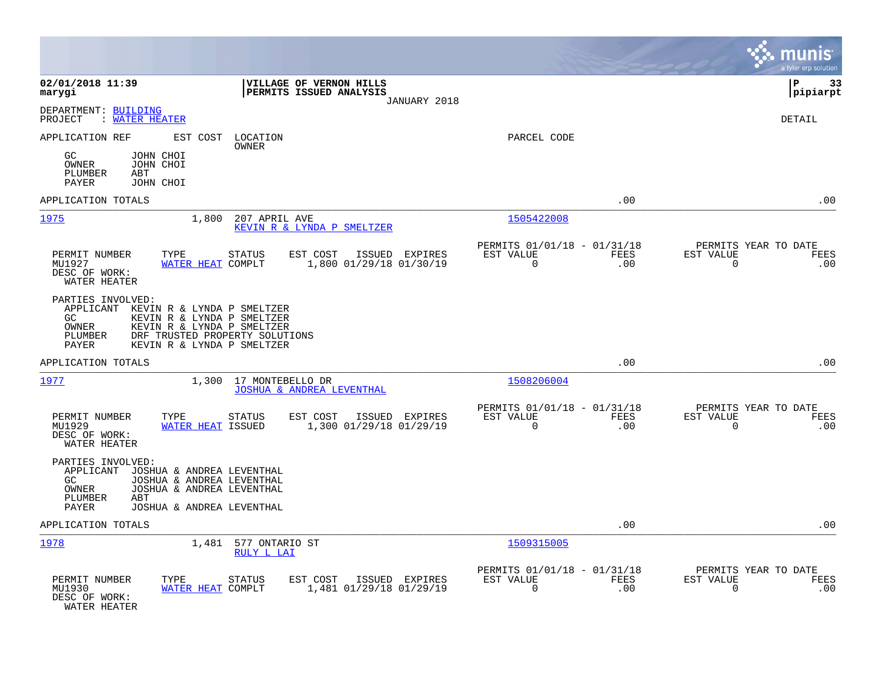02/01/2018 11:39
marygi

VILLAGE OF VERNON HILLS
PERMITS ISSUED ANALYSIS
JANUARY 2018

P 33
pipiarpt

DEPARTMENT: BUILDING
PROJECT : WATER HEATER

DETAIL

APPLICATION REF | EST COST | LOCATION / OWNER | PARCEL CODE

GC JOHN CHOI
OWNER JOHN CHOI
PLUMBER ABT
PAYER JOHN CHOI

APPLICATION TOTALS .00 .00

---

**1975** | 1,800 | 207 APRIL AVE | 1505422008
KEVIN R & LYNDA P SMELTZER

| PERMIT NUMBER | TYPE | STATUS | EST COST | ISSUED | EXPIRES | PERMITS 01/01/18 - 01/31/18 EST VALUE | FEES | PERMITS YEAR TO DATE EST VALUE | FEES |
|---|---|---|---|---|---|---|---|---|---|
| MU1927 | WATER HEAT | COMPLT | 1,800 | 01/29/18 | 01/30/19 | 0 | .00 | 0 | .00 |

DESC OF WORK:
WATER HEATER

PARTIES INVOLVED:
APPLICANT KEVIN R & LYNDA P SMELTZER
GC KEVIN R & LYNDA P SMELTZER
OWNER KEVIN R & LYNDA P SMELTZER
PLUMBER DRF TRUSTED PROPERTY SOLUTIONS
PAYER KEVIN R & LYNDA P SMELTZER

APPLICATION TOTALS .00 .00

---

**1977** | 1,300 | 17 MONTEBELLO DR | 1508206004
JOSHUA & ANDREA LEVENTHAL

| PERMIT NUMBER | TYPE | STATUS | EST COST | ISSUED | EXPIRES | PERMITS 01/01/18 - 01/31/18 EST VALUE | FEES | PERMITS YEAR TO DATE EST VALUE | FEES |
|---|---|---|---|---|---|---|---|---|---|
| MU1929 | WATER HEAT | ISSUED | 1,300 | 01/29/18 | 01/29/19 | 0 | .00 | 0 | .00 |

DESC OF WORK:
WATER HEATER

PARTIES INVOLVED:
APPLICANT JOSHUA & ANDREA LEVENTHAL
GC JOSHUA & ANDREA LEVENTHAL
OWNER JOSHUA & ANDREA LEVENTHAL
PLUMBER ABT
PAYER JOSHUA & ANDREA LEVENTHAL

APPLICATION TOTALS .00 .00

---

**1978** | 1,481 | 577 ONTARIO ST | 1509315005
RULY L LAI

| PERMIT NUMBER | TYPE | STATUS | EST COST | ISSUED | EXPIRES | PERMITS 01/01/18 - 01/31/18 EST VALUE | FEES | PERMITS YEAR TO DATE EST VALUE | FEES |
|---|---|---|---|---|---|---|---|---|---|
| MU1930 | WATER HEAT | COMPLT | 1,481 | 01/29/18 | 01/29/19 | 0 | .00 | 0 | .00 |

DESC OF WORK:
WATER HEATER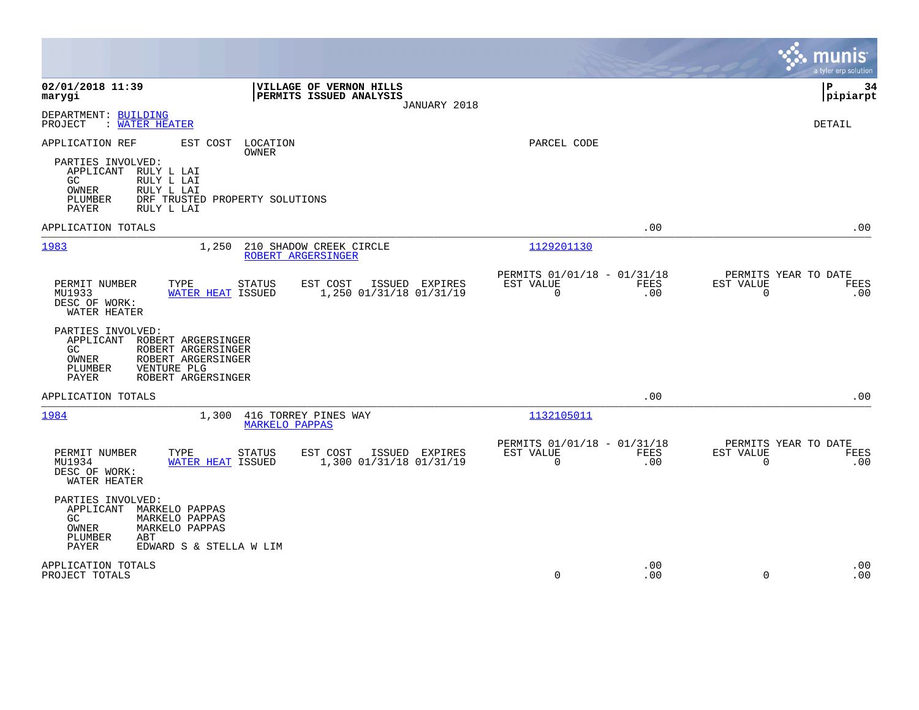**02/01/2018 11:39**
**marygi**

**VILLAGE OF VERNON HILLS**
**PERMITS ISSUED ANALYSIS**
JANUARY 2018

**P 34**
**pipiarpt**

DEPARTMENT: BUILDING
PROJECT : WATER HEATER

DETAIL

APPLICATION REF   EST COST   LOCATION / OWNER   PARCEL CODE

PARTIES INVOLVED:
- APPLICANT RULY L LAI
- GC RULY L LAI
- OWNER RULY L LAI
- PLUMBER DRF TRUSTED PROPERTY SOLUTIONS
- PAYER RULY L LAI

APPLICATION TOTALS .00 .00

---

**1983** 1,250 210 SHADOW CREEK CIRCLE — ROBERT ARGERSINGER — 1129201130

| PERMIT NUMBER | TYPE | STATUS | EST COST | ISSUED | EXPIRES | PERMITS 01/01/18 - 01/31/18 EST VALUE | FEES | PERMITS YEAR TO DATE EST VALUE | FEES |
|---|---|---|---|---|---|---|---|---|---|
| MU1933 | WATER HEAT | ISSUED | 1,250 | 01/31/18 | 01/31/19 | 0 | .00 | 0 | .00 |

DESC OF WORK:
WATER HEATER

PARTIES INVOLVED:
- APPLICANT ROBERT ARGERSINGER
- GC ROBERT ARGERSINGER
- OWNER ROBERT ARGERSINGER
- PLUMBER VENTURE PLG
- PAYER ROBERT ARGERSINGER

APPLICATION TOTALS .00 .00

---

**1984** 1,300 416 TORREY PINES WAY — MARKELO PAPPAS — 1132105011

| PERMIT NUMBER | TYPE | STATUS | EST COST | ISSUED | EXPIRES | PERMITS 01/01/18 - 01/31/18 EST VALUE | FEES | PERMITS YEAR TO DATE EST VALUE | FEES |
|---|---|---|---|---|---|---|---|---|---|
| MU1934 | WATER HEAT | ISSUED | 1,300 | 01/31/18 | 01/31/19 | 0 | .00 | 0 | .00 |

DESC OF WORK:
WATER HEATER

PARTIES INVOLVED:
- APPLICANT MARKELO PAPPAS
- GC MARKELO PAPPAS
- OWNER MARKELO PAPPAS
- PLUMBER ABT
- PAYER EDWARD S & STELLA W LIM

| | EST VALUE | FEES | EST VALUE | FEES |
|---|---|---|---|---|
| APPLICATION TOTALS | | .00 | | .00 |
| PROJECT TOTALS | 0 | .00 | 0 | .00 |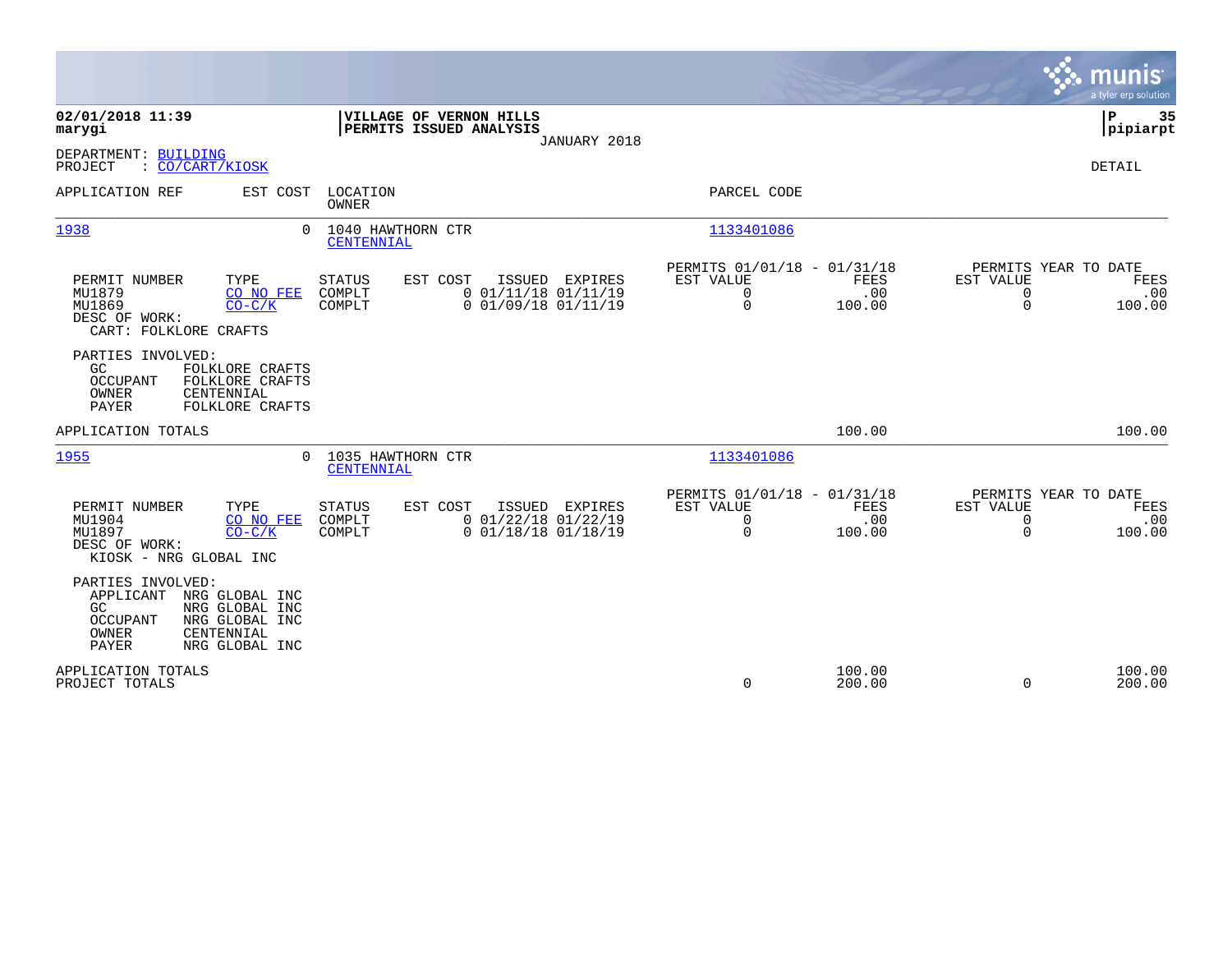**02/01/2018 11:39**
**marygi**

**VILLAGE OF VERNON HILLS**
**PERMITS ISSUED ANALYSIS**
JANUARY 2018

**P 35**
**pipiarpt**

DEPARTMENT: BUILDING
PROJECT : CO/CART/KIOSK

DETAIL

| APPLICATION REF | EST COST | LOCATION / OWNER | PARCEL CODE |
|---|---|---|---|
| 1938 | 0 | 1040 HAWTHORN CTR / CENTENNIAL | 1133401086 |

| PERMIT NUMBER | TYPE | STATUS | EST COST | ISSUED | EXPIRES | PERMITS 01/01/18 - 01/31/18 EST VALUE | FEES | PERMITS YEAR TO DATE EST VALUE | FEES |
|---|---|---|---|---|---|---|---|---|---|
| MU1879 | CO NO FEE | COMPLT | 0 | 01/11/18 | 01/11/19 | 0 | .00 | 0 | .00 |
| MU1869 | CO-C/K | COMPLT | 0 | 01/09/18 | 01/11/19 | 0 | 100.00 | 0 | 100.00 |

DESC OF WORK:
CART: FOLKLORE CRAFTS

PARTIES INVOLVED:
GC FOLKLORE CRAFTS
OCCUPANT FOLKLORE CRAFTS
OWNER CENTENNIAL
PAYER FOLKLORE CRAFTS

APPLICATION TOTALS 100.00 100.00

| APPLICATION REF | EST COST | LOCATION / OWNER | PARCEL CODE |
|---|---|---|---|
| 1955 | 0 | 1035 HAWTHORN CTR / CENTENNIAL | 1133401086 |

| PERMIT NUMBER | TYPE | STATUS | EST COST | ISSUED | EXPIRES | PERMITS 01/01/18 - 01/31/18 EST VALUE | FEES | PERMITS YEAR TO DATE EST VALUE | FEES |
|---|---|---|---|---|---|---|---|---|---|
| MU1904 | CO NO FEE | COMPLT | 0 | 01/22/18 | 01/22/19 | 0 | .00 | 0 | .00 |
| MU1897 | CO-C/K | COMPLT | 0 | 01/18/18 | 01/18/19 | 0 | 100.00 | 0 | 100.00 |

DESC OF WORK:
KIOSK - NRG GLOBAL INC

PARTIES INVOLVED:
APPLICANT NRG GLOBAL INC
GC NRG GLOBAL INC
OCCUPANT NRG GLOBAL INC
OWNER CENTENNIAL
PAYER NRG GLOBAL INC

| | EST VALUE | FEES | YTD EST VALUE | YTD FEES |
|---|---|---|---|---|
| APPLICATION TOTALS | | 100.00 | | 100.00 |
| PROJECT TOTALS | 0 | 200.00 | 0 | 200.00 |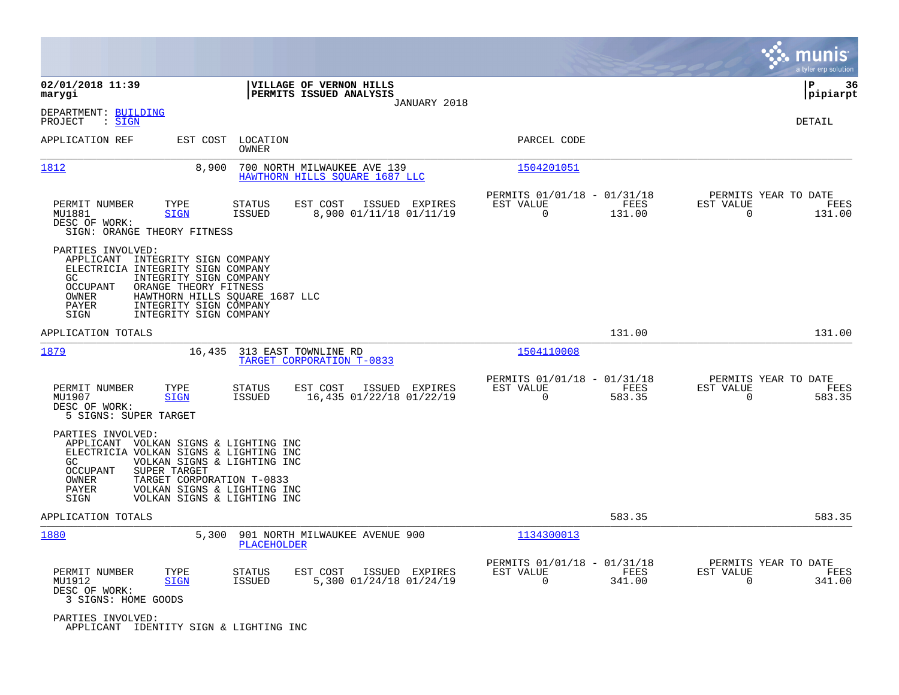**02/01/2018 11:39** | **VILLAGE OF VERNON HILLS** | **P 36**
**marygi** | **PERMITS ISSUED ANALYSIS** | **pipiarpt**
JANUARY 2018

DEPARTMENT: BUILDING
PROJECT : SIGN

DETAIL

| APPLICATION REF | EST COST | LOCATION / OWNER | PARCEL CODE |
|---|---|---|---|
| 1812 | 8,900 | 700 NORTH MILWAUKEE AVE 139 / HAWTHORN HILLS SQUARE 1687 LLC | 1504201051 |

| PERMIT NUMBER | TYPE | STATUS | EST COST | ISSUED | EXPIRES | PERMITS 01/01/18 - 01/31/18 EST VALUE | FEES | PERMITS YEAR TO DATE EST VALUE | FEES |
|---|---|---|---|---|---|---|---|---|---|
| MU1881 | SIGN | ISSUED | 8,900 | 01/11/18 | 01/11/19 | 0 | 131.00 | 0 | 131.00 |

DESC OF WORK:
SIGN: ORANGE THEORY FITNESS

PARTIES INVOLVED:
- APPLICANT INTEGRITY SIGN COMPANY
- ELECTRICIA INTEGRITY SIGN COMPANY
- GC INTEGRITY SIGN COMPANY
- OCCUPANT ORANGE THEORY FITNESS
- OWNER HAWTHORN HILLS SQUARE 1687 LLC
- PAYER INTEGRITY SIGN COMPANY
- SIGN INTEGRITY SIGN COMPANY

APPLICATION TOTALS 131.00 131.00

| APPLICATION REF | EST COST | LOCATION / OWNER | PARCEL CODE |
|---|---|---|---|
| 1879 | 16,435 | 313 EAST TOWNLINE RD / TARGET CORPORATION T-0833 | 1504110008 |

| PERMIT NUMBER | TYPE | STATUS | EST COST | ISSUED | EXPIRES | PERMITS 01/01/18 - 01/31/18 EST VALUE | FEES | PERMITS YEAR TO DATE EST VALUE | FEES |
|---|---|---|---|---|---|---|---|---|---|
| MU1907 | SIGN | ISSUED | 16,435 | 01/22/18 | 01/22/19 | 0 | 583.35 | 0 | 583.35 |

DESC OF WORK:
5 SIGNS: SUPER TARGET

PARTIES INVOLVED:
- APPLICANT VOLKAN SIGNS & LIGHTING INC
- ELECTRICIA VOLKAN SIGNS & LIGHTING INC
- GC VOLKAN SIGNS & LIGHTING INC
- OCCUPANT SUPER TARGET
- OWNER TARGET CORPORATION T-0833
- PAYER VOLKAN SIGNS & LIGHTING INC
- SIGN VOLKAN SIGNS & LIGHTING INC

APPLICATION TOTALS 583.35 583.35

| APPLICATION REF | EST COST | LOCATION / OWNER | PARCEL CODE |
|---|---|---|---|
| 1880 | 5,300 | 901 NORTH MILWAUKEE AVENUE 900 / PLACEHOLDER | 1134300013 |

| PERMIT NUMBER | TYPE | STATUS | EST COST | ISSUED | EXPIRES | PERMITS 01/01/18 - 01/31/18 EST VALUE | FEES | PERMITS YEAR TO DATE EST VALUE | FEES |
|---|---|---|---|---|---|---|---|---|---|
| MU1912 | SIGN | ISSUED | 5,300 | 01/24/18 | 01/24/19 | 0 | 341.00 | 0 | 341.00 |

DESC OF WORK:
3 SIGNS: HOME GOODS

PARTIES INVOLVED:
- APPLICANT IDENTITY SIGN & LIGHTING INC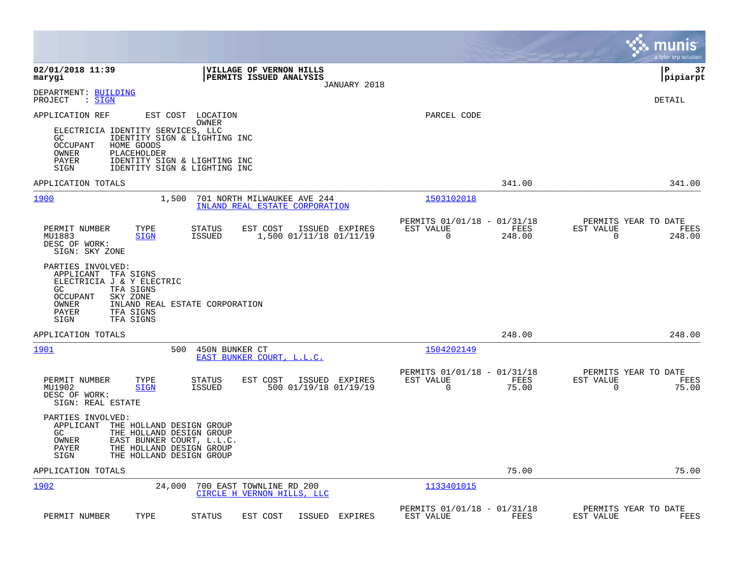02/01/2018 11:39 | VILLAGE OF VERNON HILLS | P 37
marygi | PERMITS ISSUED ANALYSIS | pipiarpt
JANUARY 2018

DEPARTMENT: BUILDING
PROJECT : SIGN

DETAIL

APPLICATION REF EST COST LOCATION PARCEL CODE
OWNER

ELECTRICIA IDENTITY SERVICES, LLC
GC IDENTITY SIGN & LIGHTING INC
OCCUPANT HOME GOODS
OWNER PLACEHOLDER
PAYER IDENTITY SIGN & LIGHTING INC
SIGN IDENTITY SIGN & LIGHTING INC

APPLICATION TOTALS 341.00 341.00

---

**1900** 1,500 701 NORTH MILWAUKEE AVE 244 — INLAND REAL ESTATE CORPORATION — 1503102018

| PERMIT NUMBER | TYPE | STATUS | EST COST | ISSUED | EXPIRES | PERMITS 01/01/18 - 01/31/18 EST VALUE | FEES | PERMITS YEAR TO DATE EST VALUE | FEES |
|---|---|---|---|---|---|---|---|---|---|
| MU1883 | SIGN | ISSUED | 1,500 | 01/11/18 | 01/11/19 | 0 | 248.00 | 0 | 248.00 |

DESC OF WORK:
SIGN: SKY ZONE

PARTIES INVOLVED:
APPLICANT TFA SIGNS
ELECTRICIA J & Y ELECTRIC
GC TFA SIGNS
OCCUPANT SKY ZONE
OWNER INLAND REAL ESTATE CORPORATION
PAYER TFA SIGNS
SIGN TFA SIGNS

APPLICATION TOTALS 248.00 248.00

---

**1901** 500 450N BUNKER CT — EAST BUNKER COURT, L.L.C. — 1504202149

| PERMIT NUMBER | TYPE | STATUS | EST COST | ISSUED | EXPIRES | PERMITS 01/01/18 - 01/31/18 EST VALUE | FEES | PERMITS YEAR TO DATE EST VALUE | FEES |
|---|---|---|---|---|---|---|---|---|---|
| MU1902 | SIGN | ISSUED | 500 | 01/19/18 | 01/19/19 | 0 | 75.00 | 0 | 75.00 |

DESC OF WORK:
SIGN: REAL ESTATE

PARTIES INVOLVED:
APPLICANT THE HOLLAND DESIGN GROUP
GC THE HOLLAND DESIGN GROUP
OWNER EAST BUNKER COURT, L.L.C.
PAYER THE HOLLAND DESIGN GROUP
SIGN THE HOLLAND DESIGN GROUP

APPLICATION TOTALS 75.00 75.00

---

**1902** 24,000 700 EAST TOWNLINE RD 200 — CIRCLE H VERNON HILLS, LLC — 1133401015

| PERMIT NUMBER | TYPE | STATUS | EST COST | ISSUED | EXPIRES | PERMITS 01/01/18 - 01/31/18 EST VALUE | FEES | PERMITS YEAR TO DATE EST VALUE | FEES |
|---|---|---|---|---|---|---|---|---|---|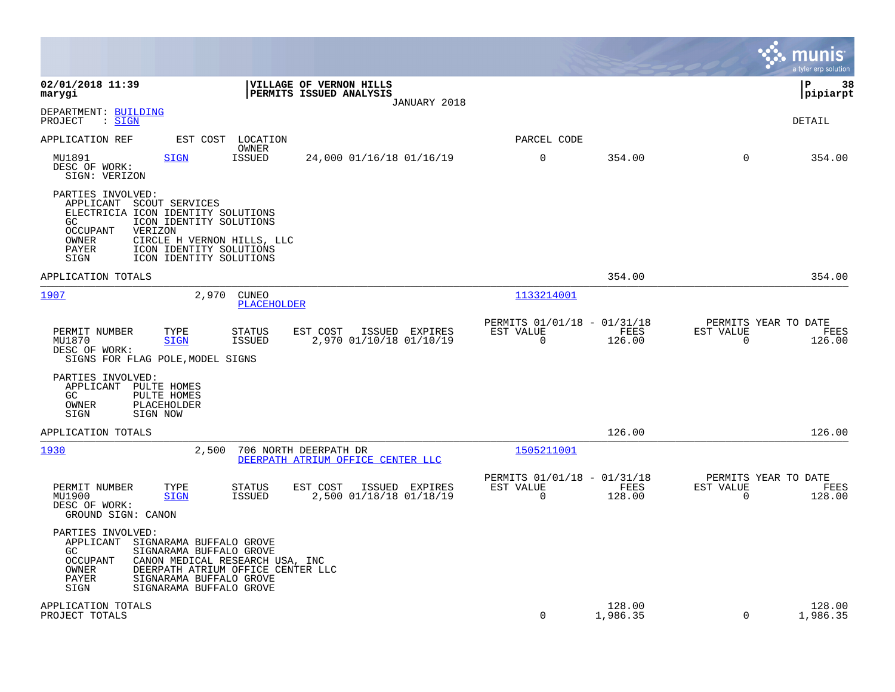**02/01/2018 11:39** | **VILLAGE OF VERNON HILLS** | **P 38**
**marygi** | **PERMITS ISSUED ANALYSIS** | **pipiarpt**

JANUARY 2018

DEPARTMENT: BUILDING
PROJECT : SIGN

DETAIL

| APPLICATION REF | EST COST | LOCATION / OWNER | | PARCEL CODE | | | |
|---|---|---|---|---|---|---|---|
| MU1891 | SIGN | ISSUED | 24,000 01/16/18 01/16/19 | 0 | 354.00 | 0 | 354.00 |

DESC OF WORK:
SIGN: VERIZON

PARTIES INVOLVED:
- APPLICANT SCOUT SERVICES
- ELECTRICIA ICON IDENTITY SOLUTIONS
- GC ICON IDENTITY SOLUTIONS
- OCCUPANT VERIZON
- OWNER CIRCLE H VERNON HILLS, LLC
- PAYER ICON IDENTITY SOLUTIONS
- SIGN ICON IDENTITY SOLUTIONS

APPLICATION TOTALS 354.00 354.00

---

**1907** 2,970 CUNEO / PLACEHOLDER — Parcel 1133214001

| PERMIT NUMBER | TYPE | STATUS | EST COST | ISSUED | EXPIRES | PERMITS 01/01/18 - 01/31/18 EST VALUE | FEES | PERMITS YEAR TO DATE EST VALUE | FEES |
|---|---|---|---|---|---|---|---|---|---|
| MU1870 | SIGN | ISSUED | 2,970 | 01/10/18 | 01/10/19 | 0 | 126.00 | 0 | 126.00 |

DESC OF WORK:
SIGNS FOR FLAG POLE,MODEL SIGNS

PARTIES INVOLVED:
- APPLICANT PULTE HOMES
- GC PULTE HOMES
- OWNER PLACEHOLDER
- SIGN SIGN NOW

APPLICATION TOTALS 126.00 126.00

---

**1930** 2,500 706 NORTH DEERPATH DR / DEERPATH ATRIUM OFFICE CENTER LLC — Parcel 1505211001

| PERMIT NUMBER | TYPE | STATUS | EST COST | ISSUED | EXPIRES | PERMITS 01/01/18 - 01/31/18 EST VALUE | FEES | PERMITS YEAR TO DATE EST VALUE | FEES |
|---|---|---|---|---|---|---|---|---|---|
| MU1900 | SIGN | ISSUED | 2,500 | 01/18/18 | 01/18/19 | 0 | 128.00 | 0 | 128.00 |

DESC OF WORK:
GROUND SIGN: CANON

PARTIES INVOLVED:
- APPLICANT SIGNARAMA BUFFALO GROVE
- GC SIGNARAMA BUFFALO GROVE
- OCCUPANT CANON MEDICAL RESEARCH USA, INC
- OWNER DEERPATH ATRIUM OFFICE CENTER LLC
- PAYER SIGNARAMA BUFFALO GROVE
- SIGN SIGNARAMA BUFFALO GROVE

| | EST VALUE | FEES | EST VALUE | FEES |
|---|---|---|---|---|
| APPLICATION TOTALS | | 128.00 | | 128.00 |
| PROJECT TOTALS | 0 | 1,986.35 | 0 | 1,986.35 |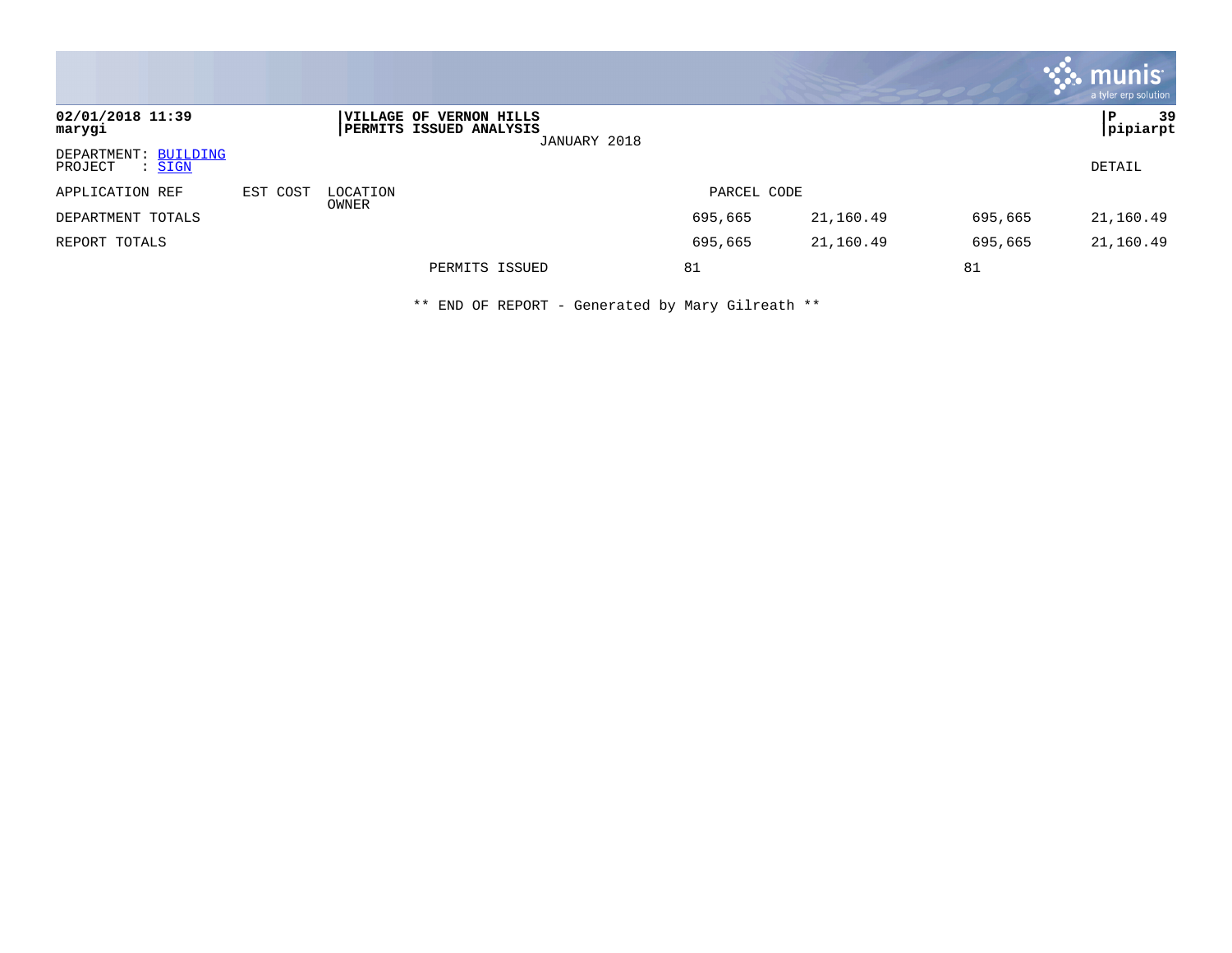**02/01/2018 11:39**
**marygi**

**VILLAGE OF VERNON HILLS**
**PERMITS ISSUED ANALYSIS**
JANUARY 2018

**P 39**
**pipiarpt**

DEPARTMENT: BUILDING
PROJECT : SIGN

DETAIL

| APPLICATION REF | EST COST | LOCATION OWNER | | PARCEL CODE | | | |
|---|---|---|---|---|---|---|---|
| DEPARTMENT TOTALS | | | | 695,665 | 21,160.49 | 695,665 | 21,160.49 |
| REPORT TOTALS | | | | 695,665 | 21,160.49 | 695,665 | 21,160.49 |
| | | | PERMITS ISSUED | 81 | | 81 | |

** END OF REPORT - Generated by Mary Gilreath **